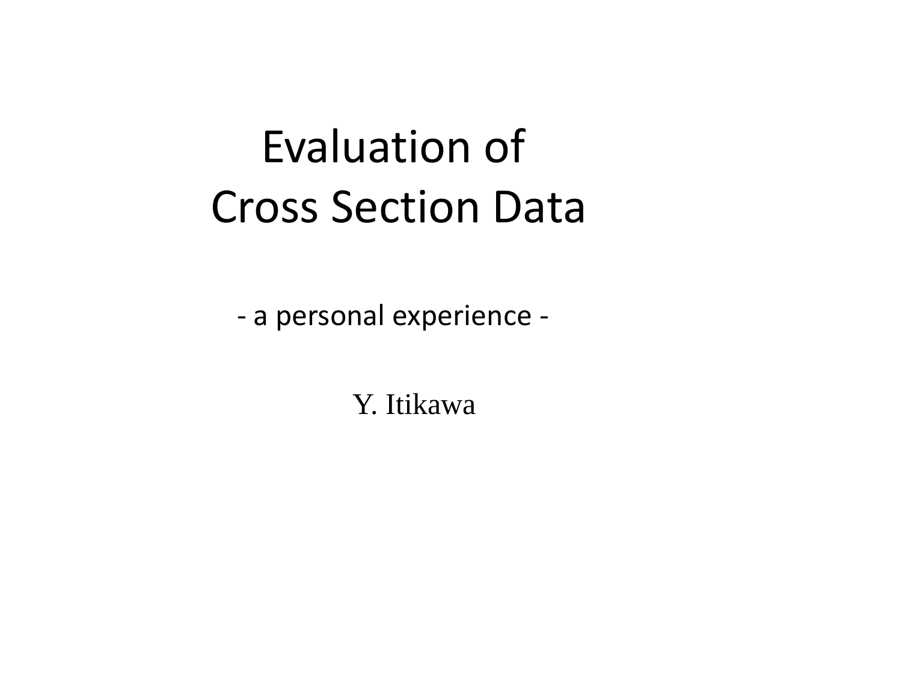# Evaluation of Cross Section Data

- a personal experience -

Y. Itikawa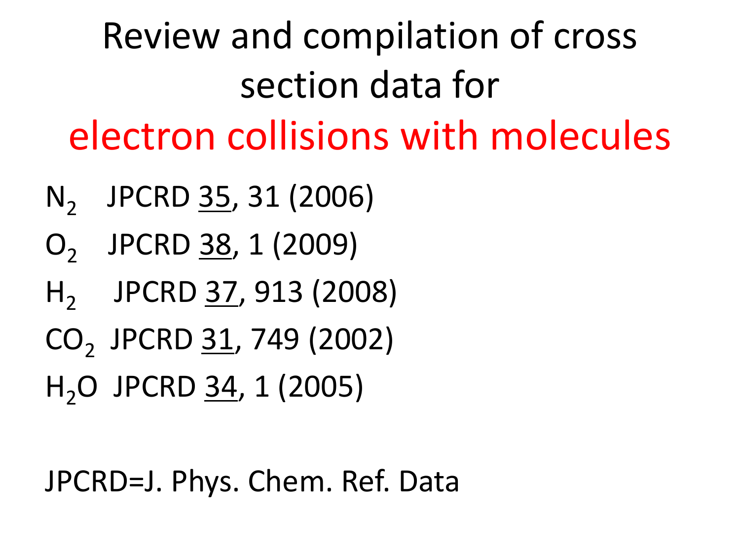# Review and compilation of cross section data for electron collisions with molecules

$N_2$ JPCRD <u>35</u>, 31 (2006)

$O_2$ JPCRD <u>38</u>, 1 (2009)

$H_2$ JPCRD <u>37</u>, 913 (2008)

$CO_2$ JPCRD <u>31</u>, 749 (2002)

$H_2O$ JPCRD <u>34</u>, 1 (2005)

JPCRD=J. Phys. Chem. Ref. Data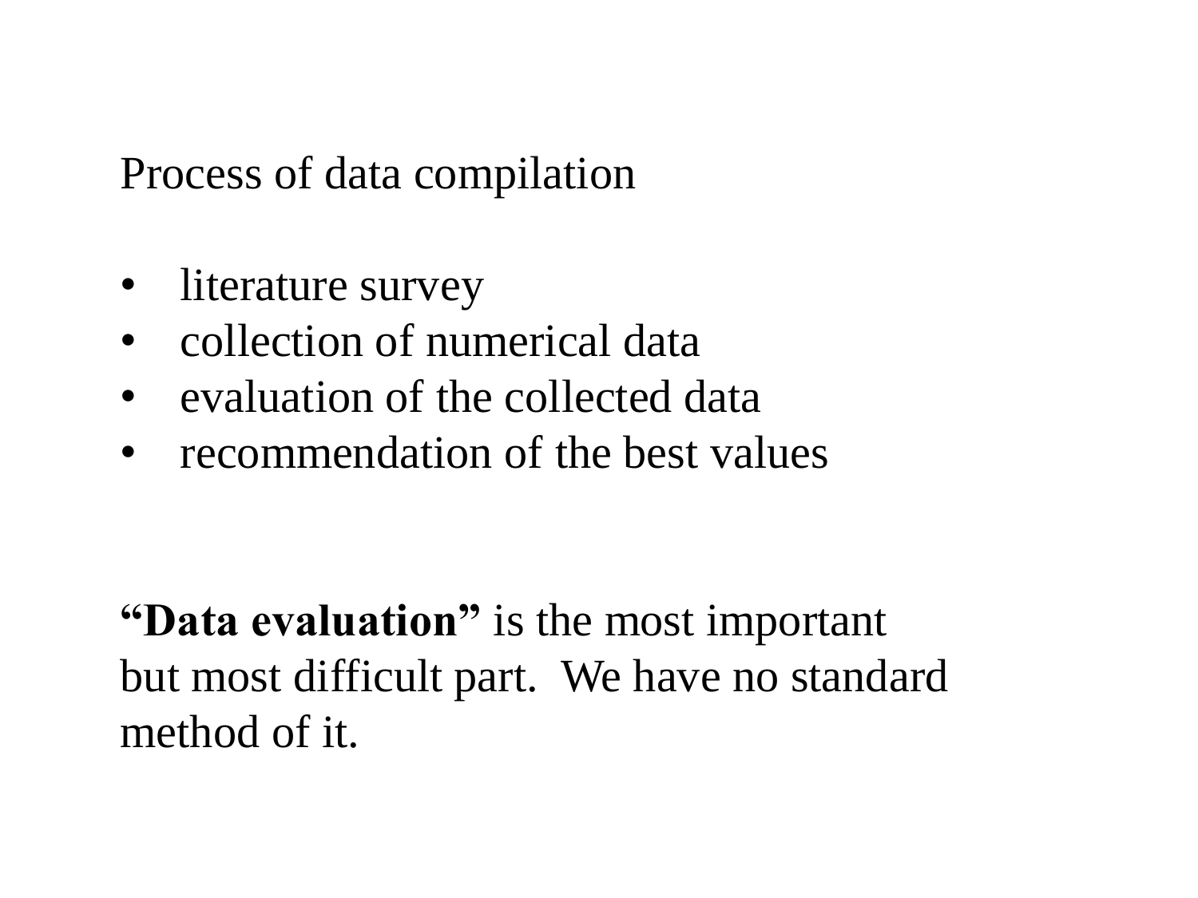Process of data compilation

- literature survey
- collection of numerical data
- evaluation of the collected data
- recommendation of the best values

**“Data evaluation”** is the most important but most difficult part. We have no standard method of it.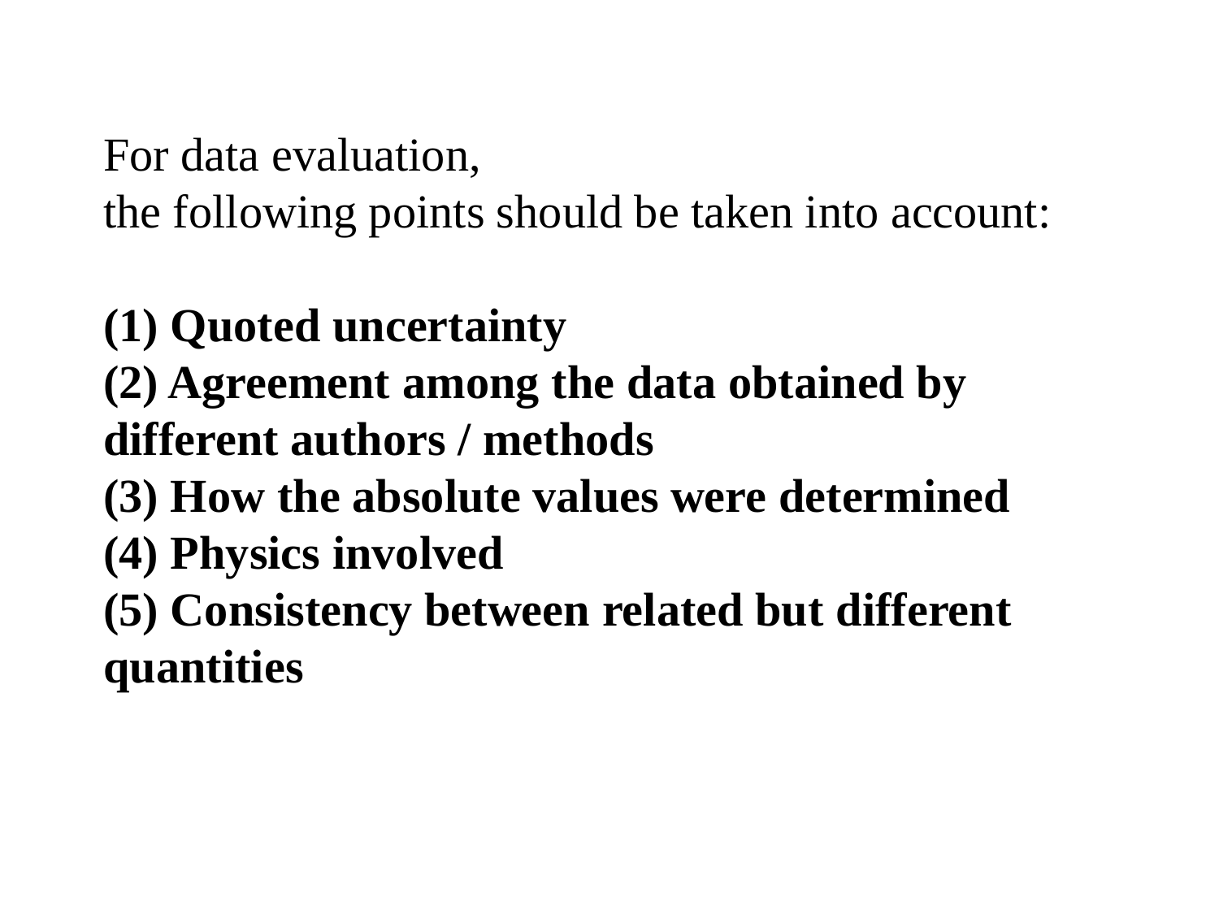For data evaluation,
the following points should be taken into account:

**(1) Quoted uncertainty**
**(2) Agreement among the data obtained by different authors / methods**
**(3) How the absolute values were determined**
**(4) Physics involved**
**(5) Consistency between related but different quantities**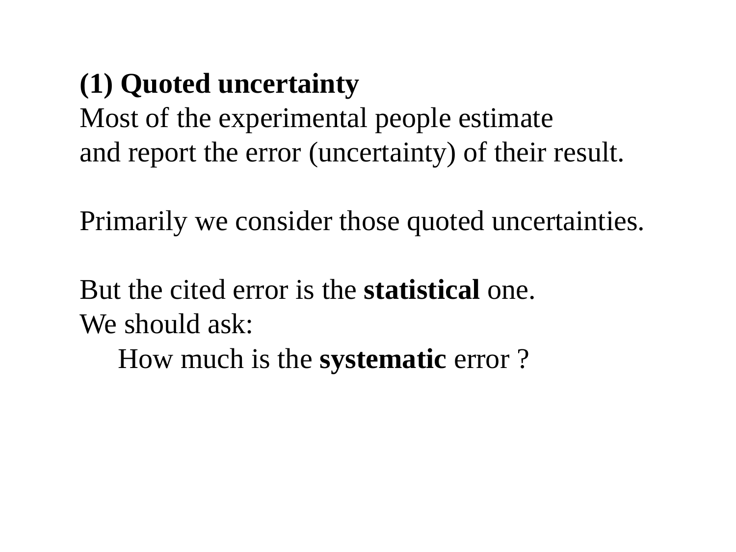**(1) Quoted uncertainty**

Most of the experimental people estimate
and report the error (uncertainty) of their result.

Primarily we consider those quoted uncertainties.

But the cited error is the **statistical** one.
We should ask:

How much is the **systematic** error ?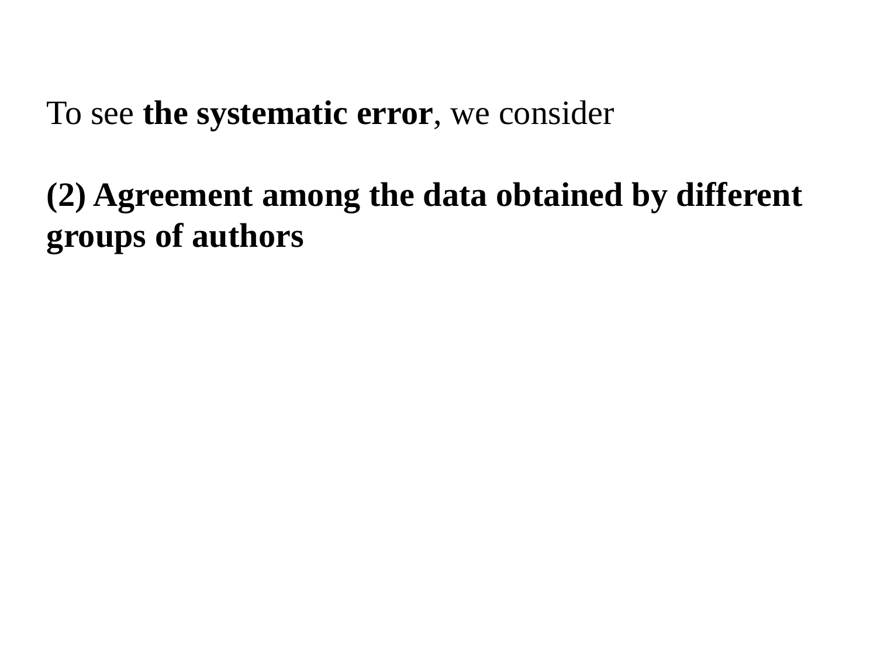To see **the systematic error**, we consider

**(2) Agreement among the data obtained by different groups of authors**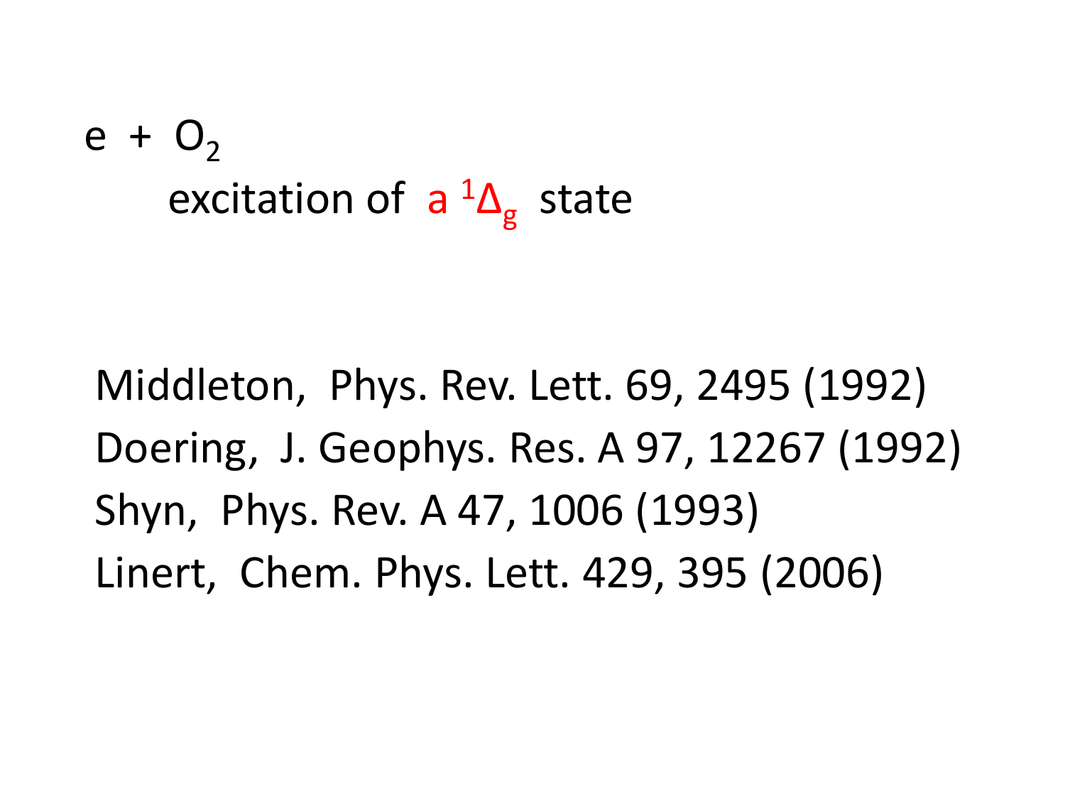e + $O_2$

excitation of $a\ ^1\Delta_g$ state

Middleton, Phys. Rev. Lett. 69, 2495 (1992)

Doering, J. Geophys. Res. A 97, 12267 (1992)

Shyn, Phys. Rev. A 47, 1006 (1993)

Linert, Chem. Phys. Lett. 429, 395 (2006)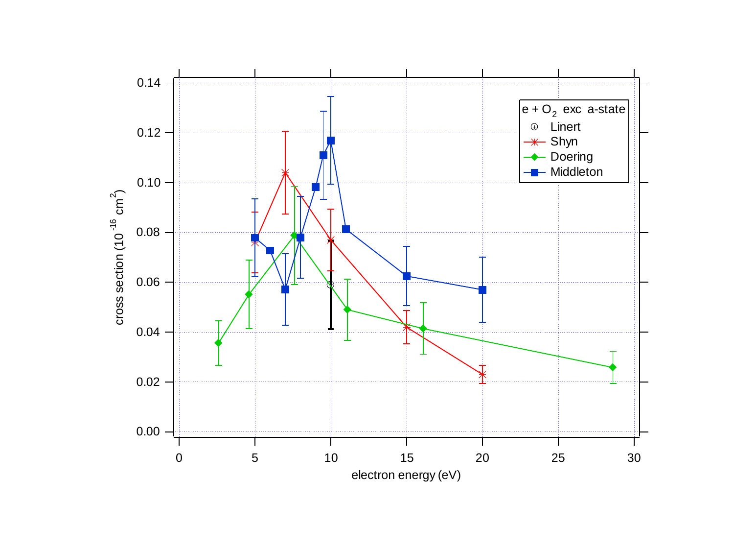e + $O_2$ exc a-state

- Linert
- Shyn
- Doering
- Middleton

cross section ($10^{-16}$ $cm^2$)

electron energy (eV)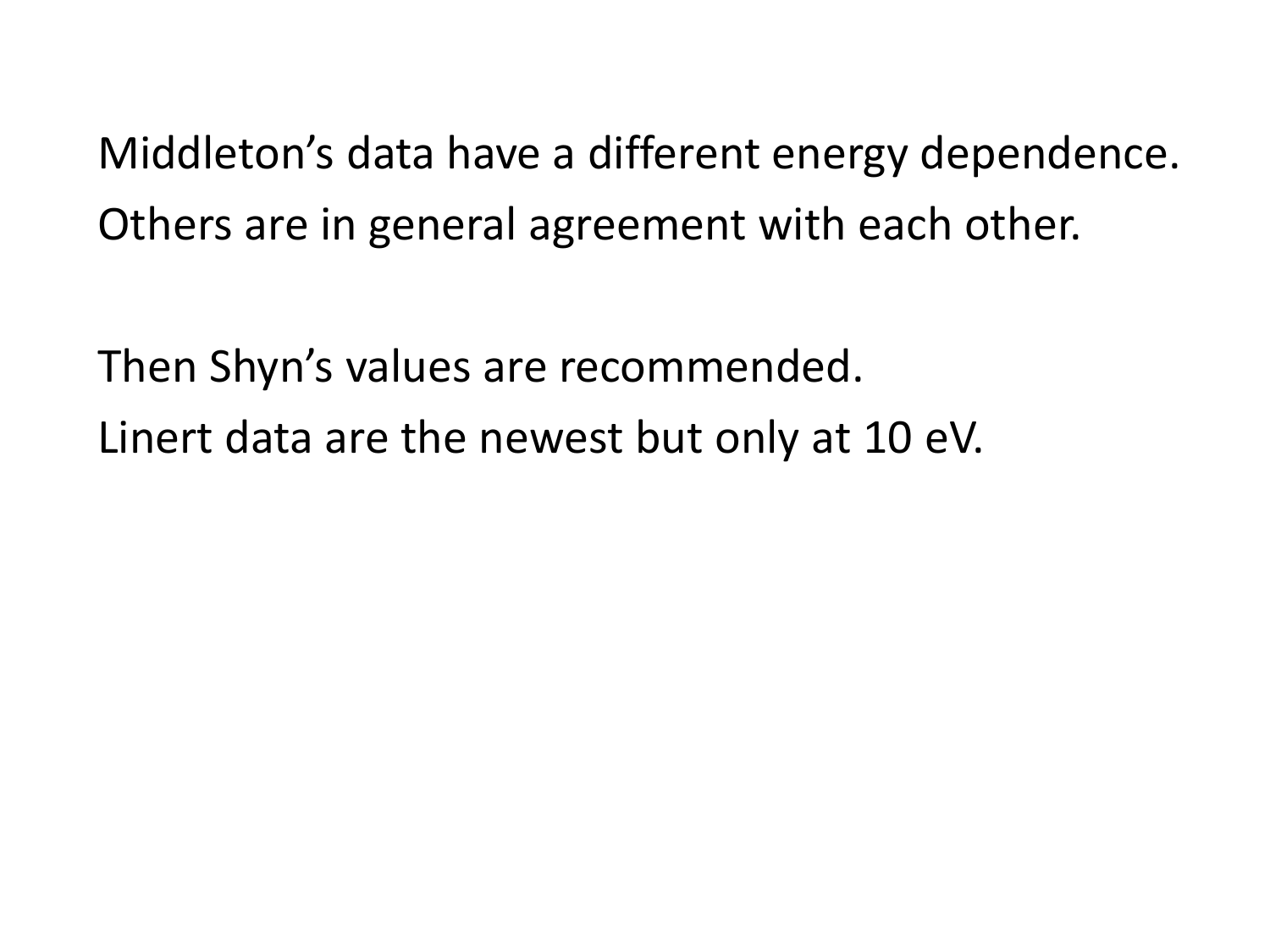Middleton's data have a different energy dependence.
Others are in general agreement with each other.

Then Shyn's values are recommended.
Linert data are the newest but only at 10 eV.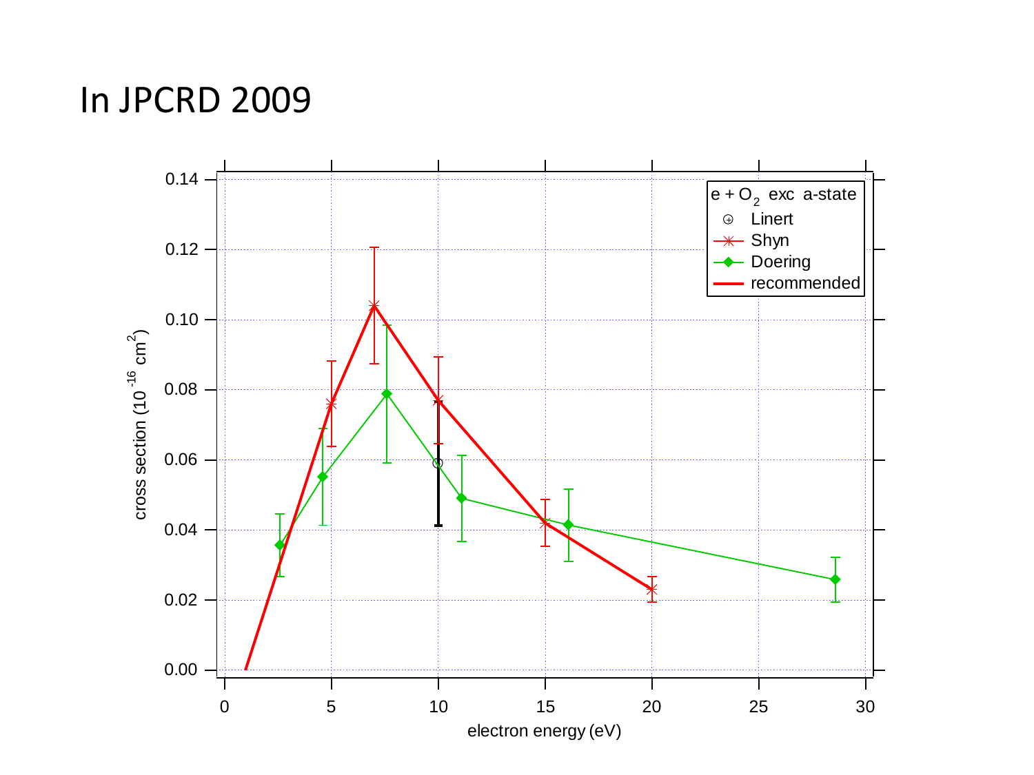# In JPCRD 2009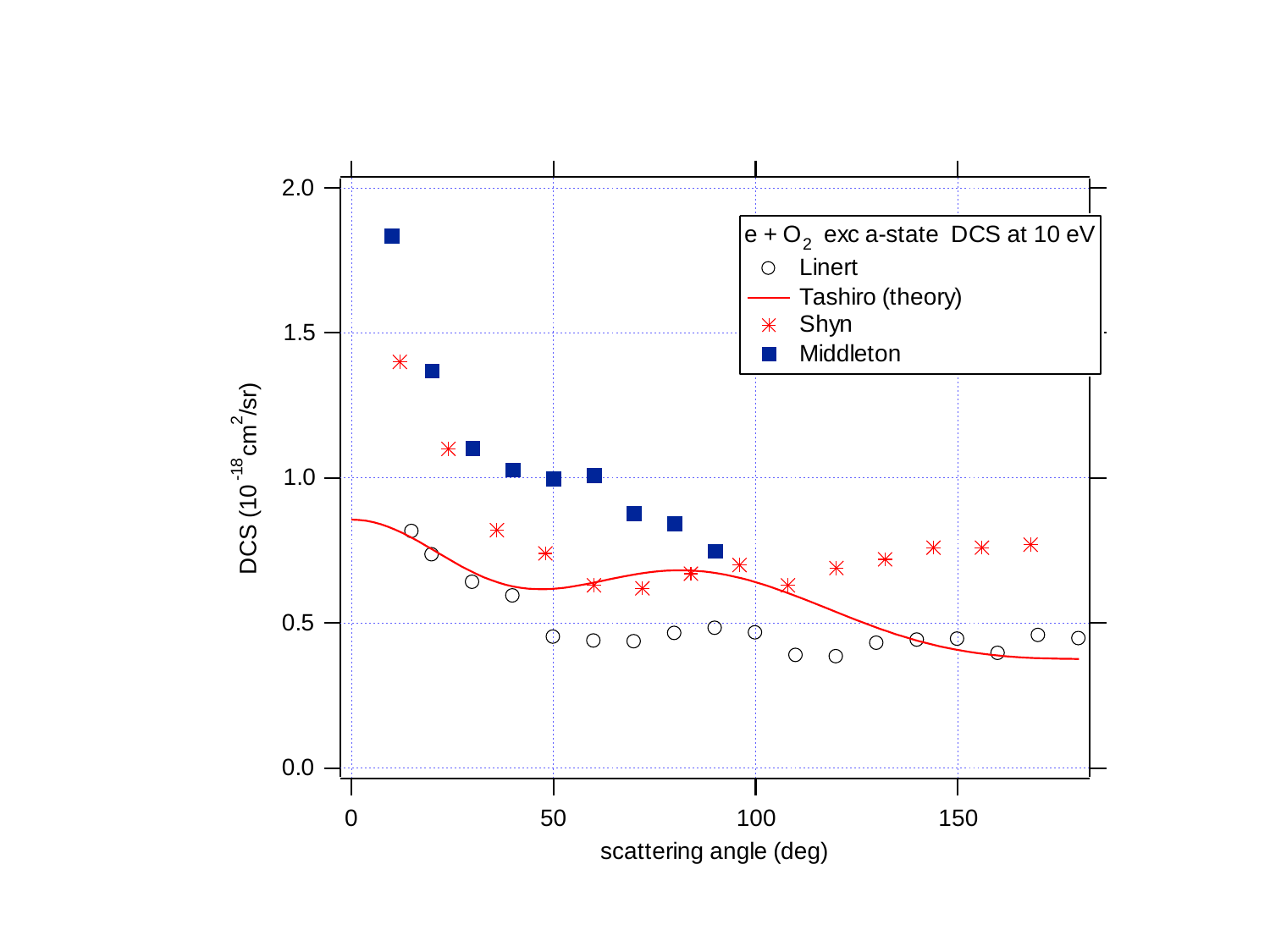e + $O_2$ exc a-state DCS at 10 eV

- Linert
- Tashiro (theory)
- Shyn
- Middleton

DCS ($10^{-18}$ $cm^2/sr$)

scattering angle (deg)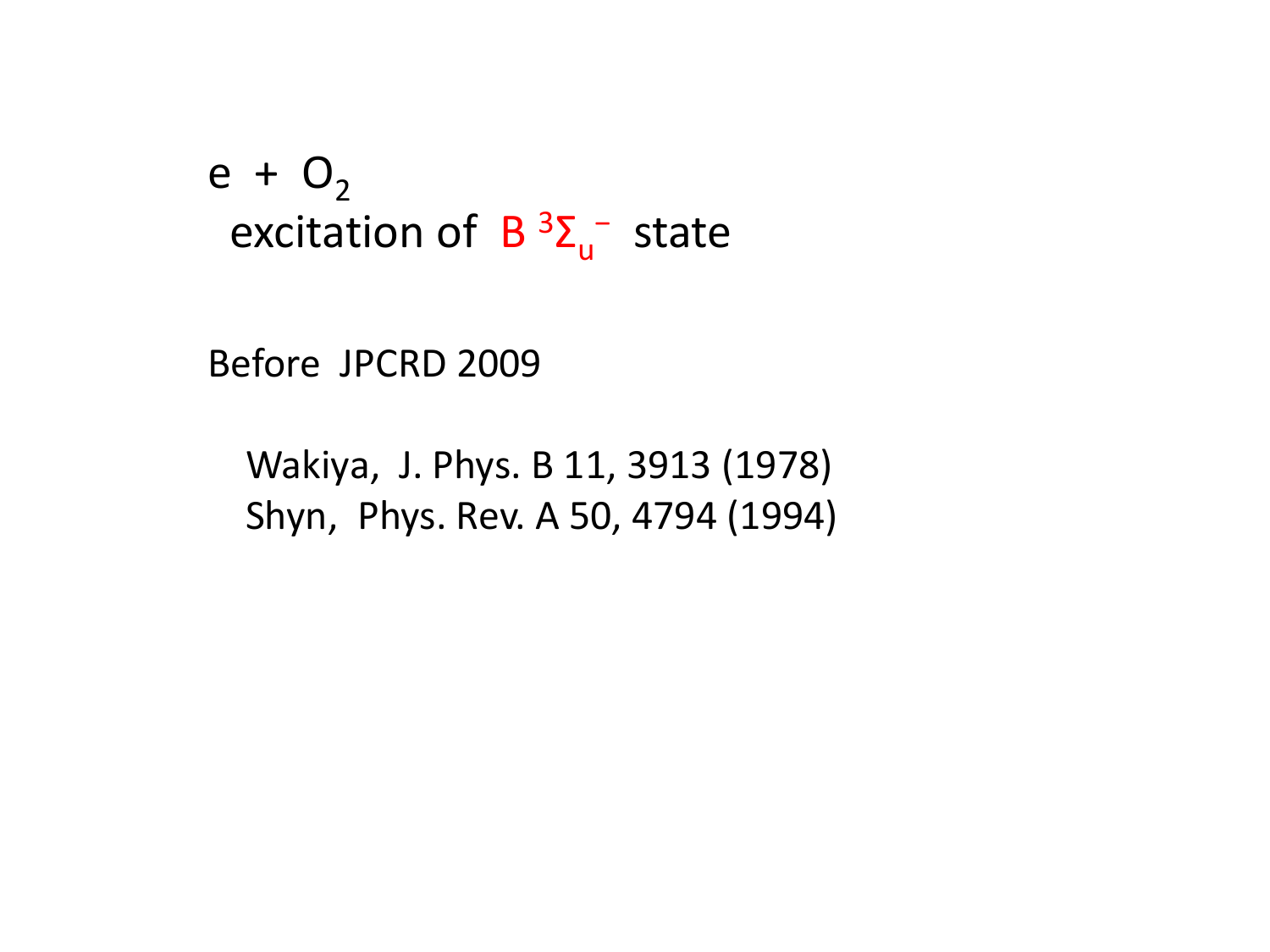$e + O_2$

excitation of $B\ ^3\Sigma_u^-$ state

Before JPCRD 2009

Wakiya, J. Phys. B 11, 3913 (1978)
Shyn, Phys. Rev. A 50, 4794 (1994)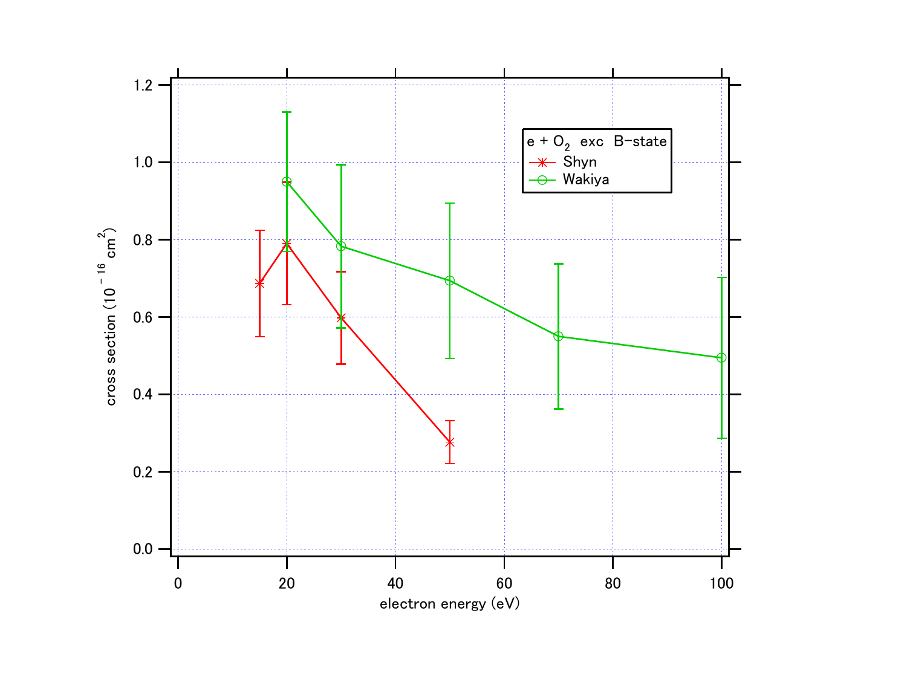e + $O_2$ exc B-state

Shyn

Wakiya

cross section ($10^{-16}$ $cm^2$)

electron energy (eV)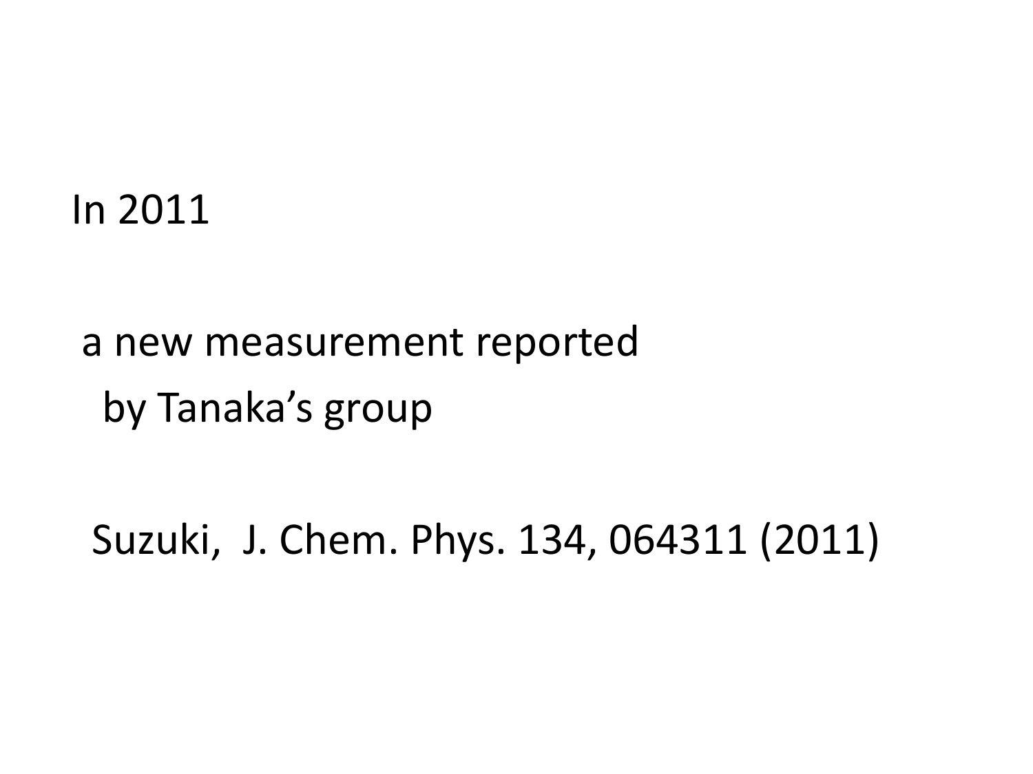In 2011

a new measurement reported
by Tanaka's group

Suzuki, J. Chem. Phys. 134, 064311 (2011)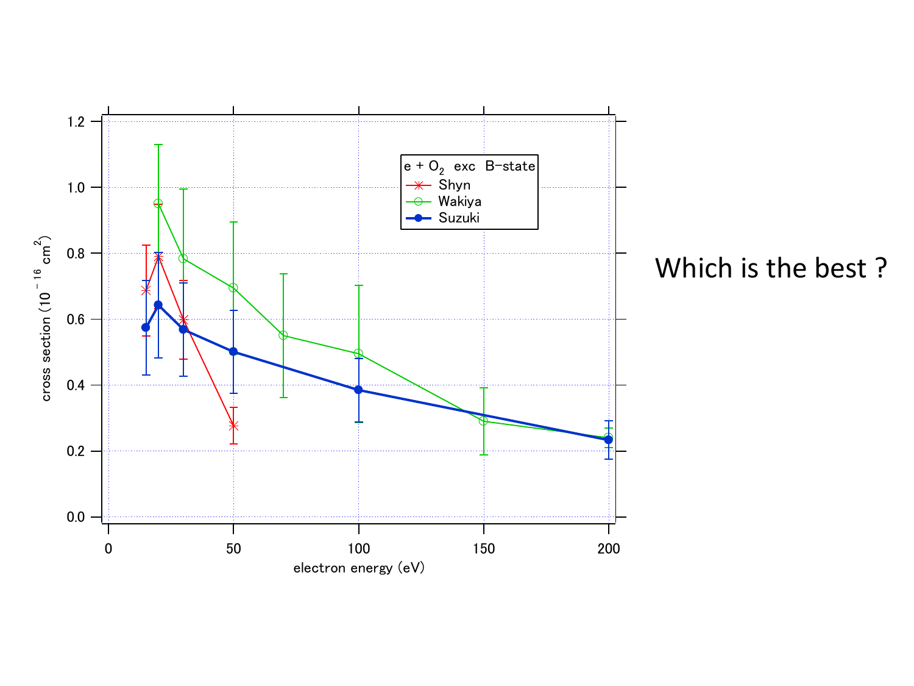Which is the best ?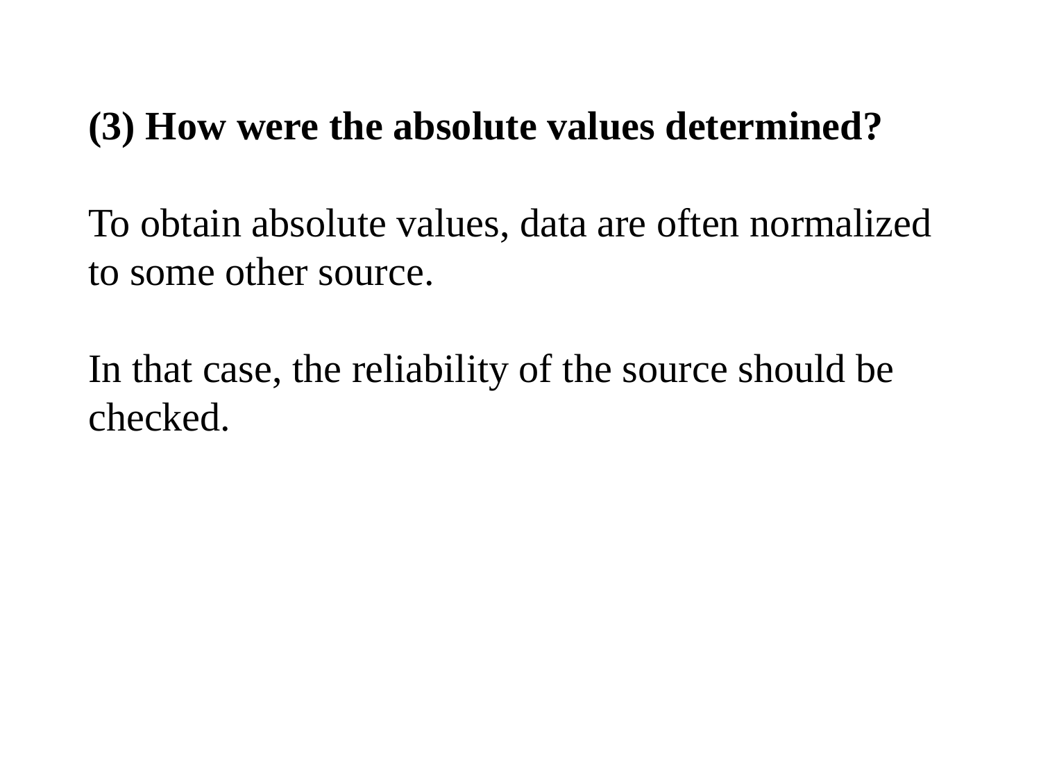**(3) How were the absolute values determined?**

To obtain absolute values, data are often normalized to some other source.

In that case, the reliability of the source should be checked.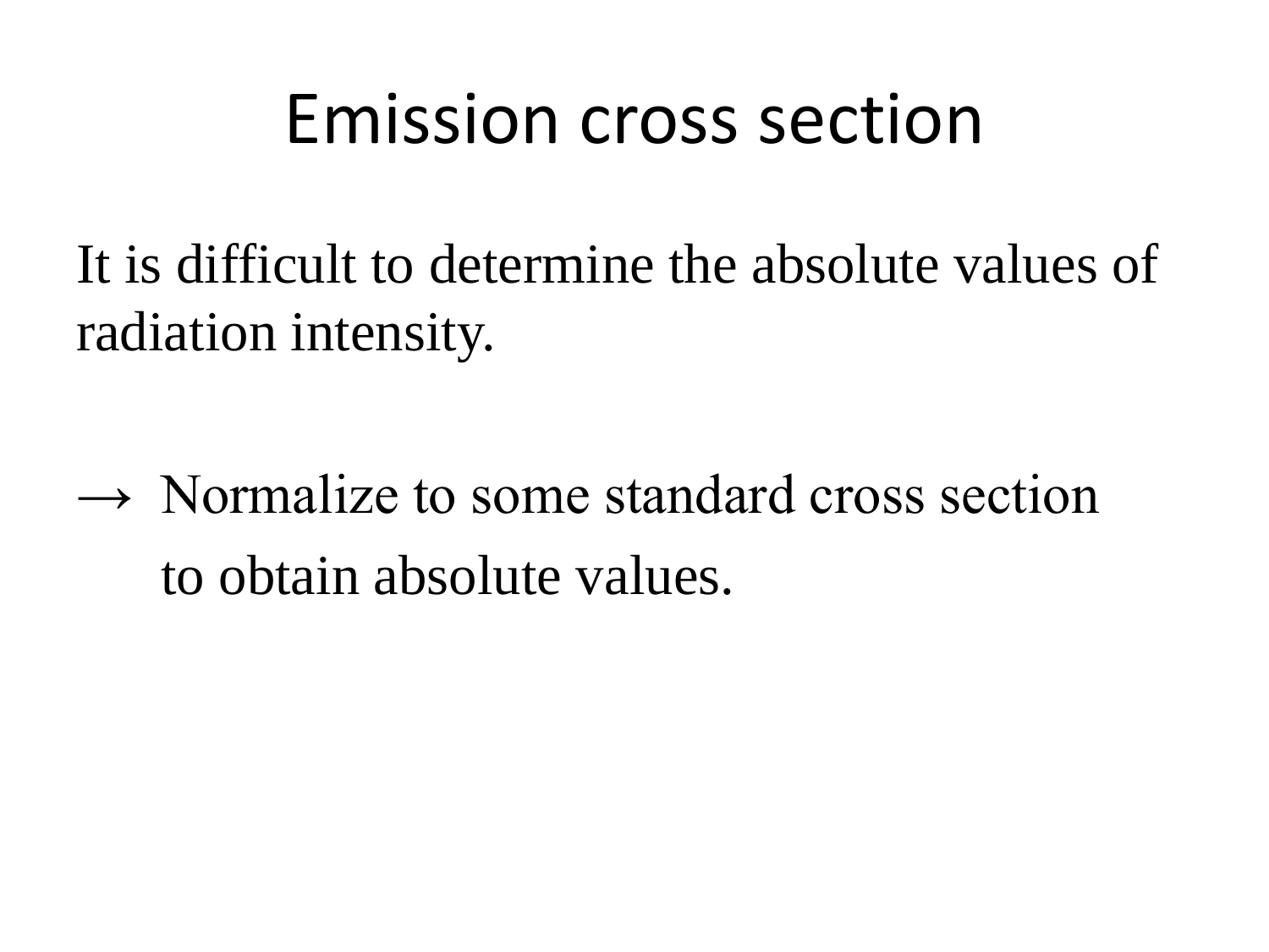# Emission cross section

It is difficult to determine the absolute values of radiation intensity.

→ Normalize to some standard cross section
to obtain absolute values.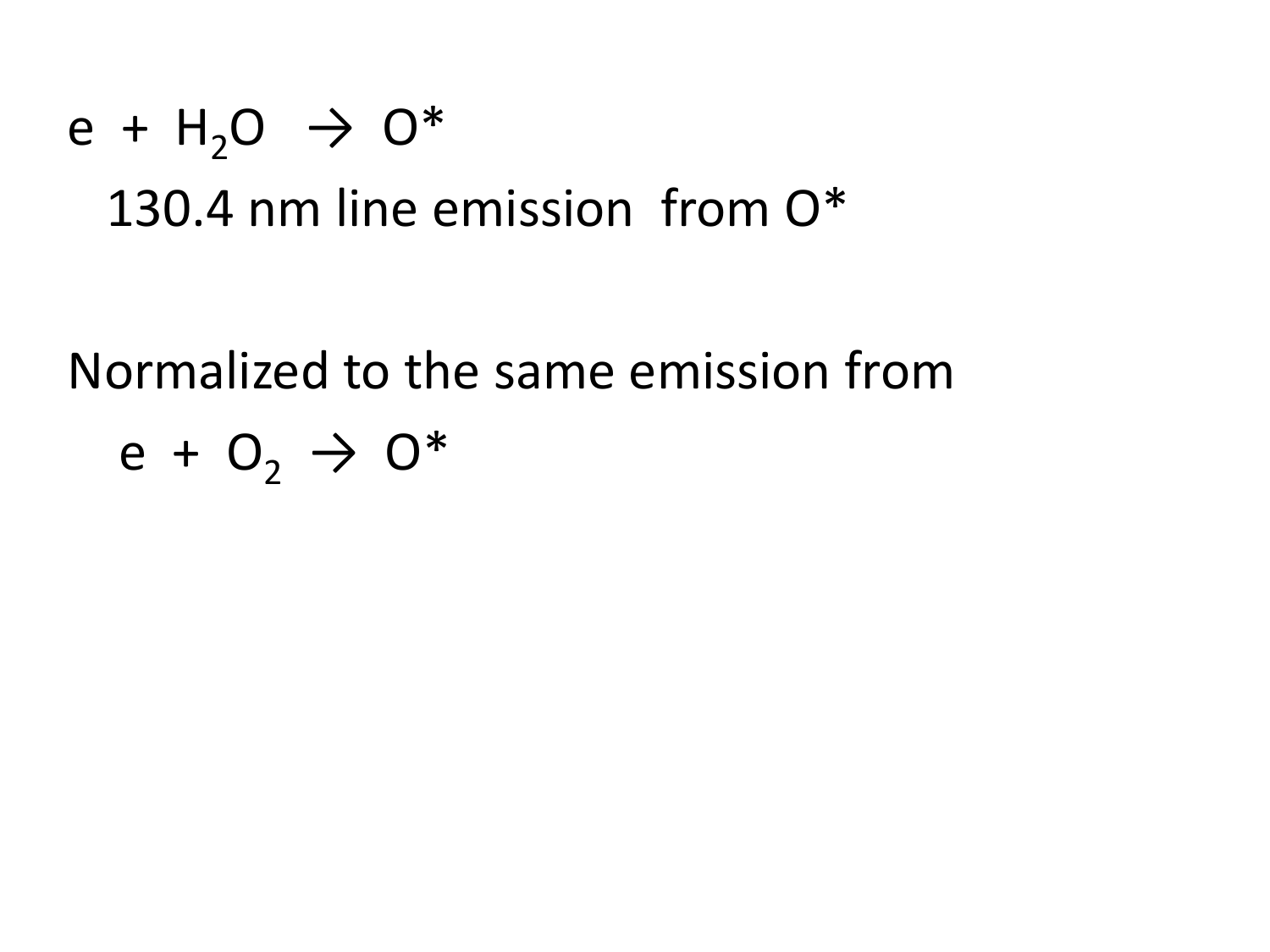e + $H_2O$ → O*

130.4 nm line emission from O*

Normalized to the same emission from

e + $O_2$ → O*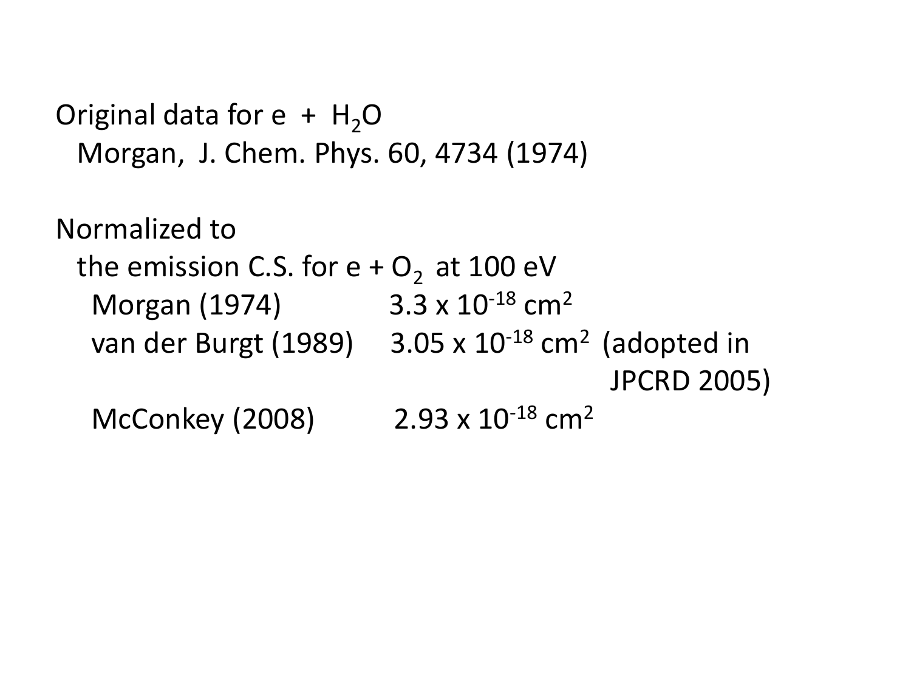Original data for e + $H_2O$

Morgan, J. Chem. Phys. 60, 4734 (1974)

Normalized to

the emission C.S. for e + $O_2$ at 100 eV

| | | |
|---|---|---|
| Morgan (1974) | $3.3 \times 10^{-18}$ cm$^2$ | |
| van der Burgt (1989) | $3.05 \times 10^{-18}$ cm$^2$ | (adopted in JPCRD 2005) |
| McConkey (2008) | $2.93 \times 10^{-18}$ cm$^2$ | |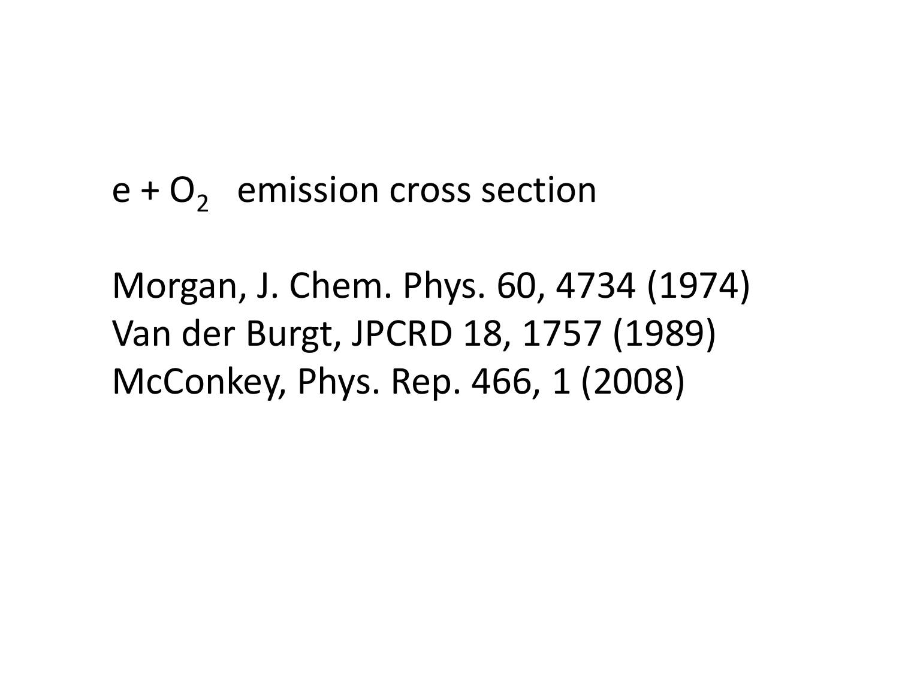e + $O_2$ emission cross section

Morgan, J. Chem. Phys. 60, 4734 (1974)
Van der Burgt, JPCRD 18, 1757 (1989)
McConkey, Phys. Rep. 466, 1 (2008)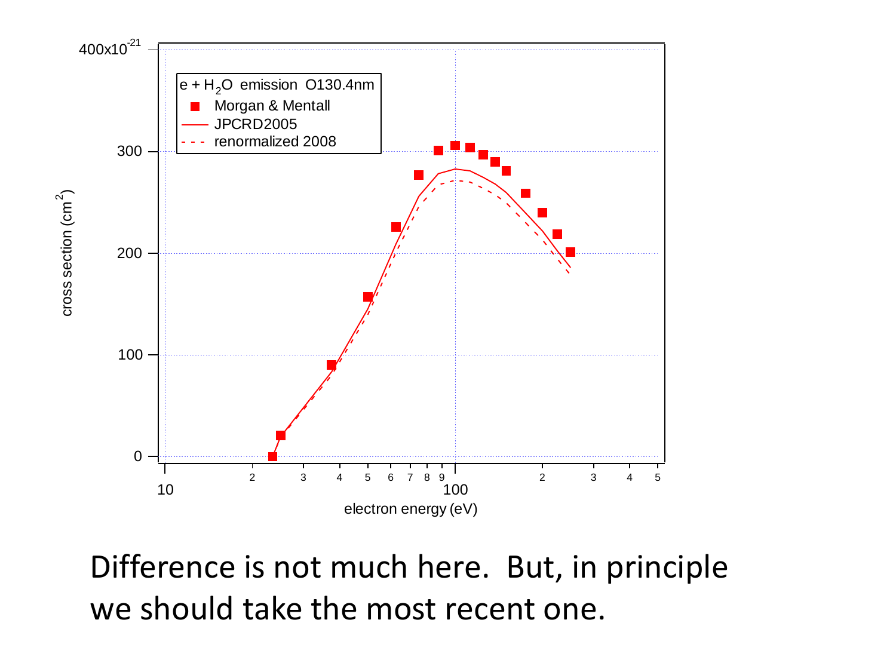Difference is not much here. But, in principle we should take the most recent one.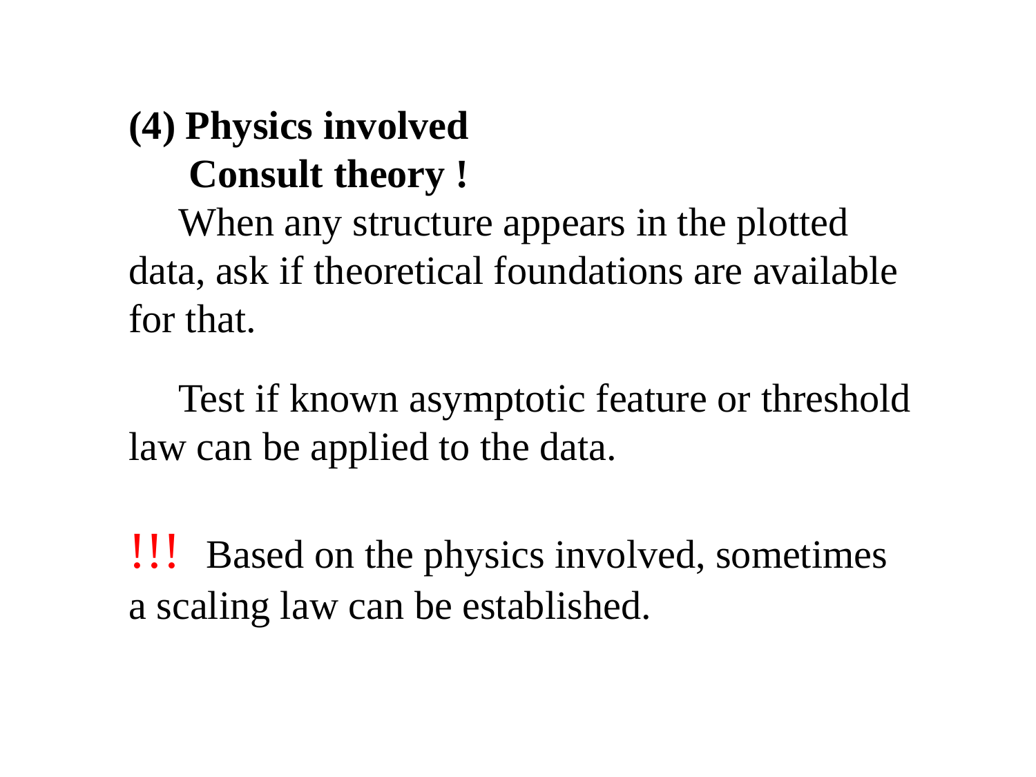## (4) Physics involved

**Consult theory !**

When any structure appears in the plotted data, ask if theoretical foundations are available for that.

Test if known asymptotic feature or threshold law can be applied to the data.

!!! Based on the physics involved, sometimes a scaling law can be established.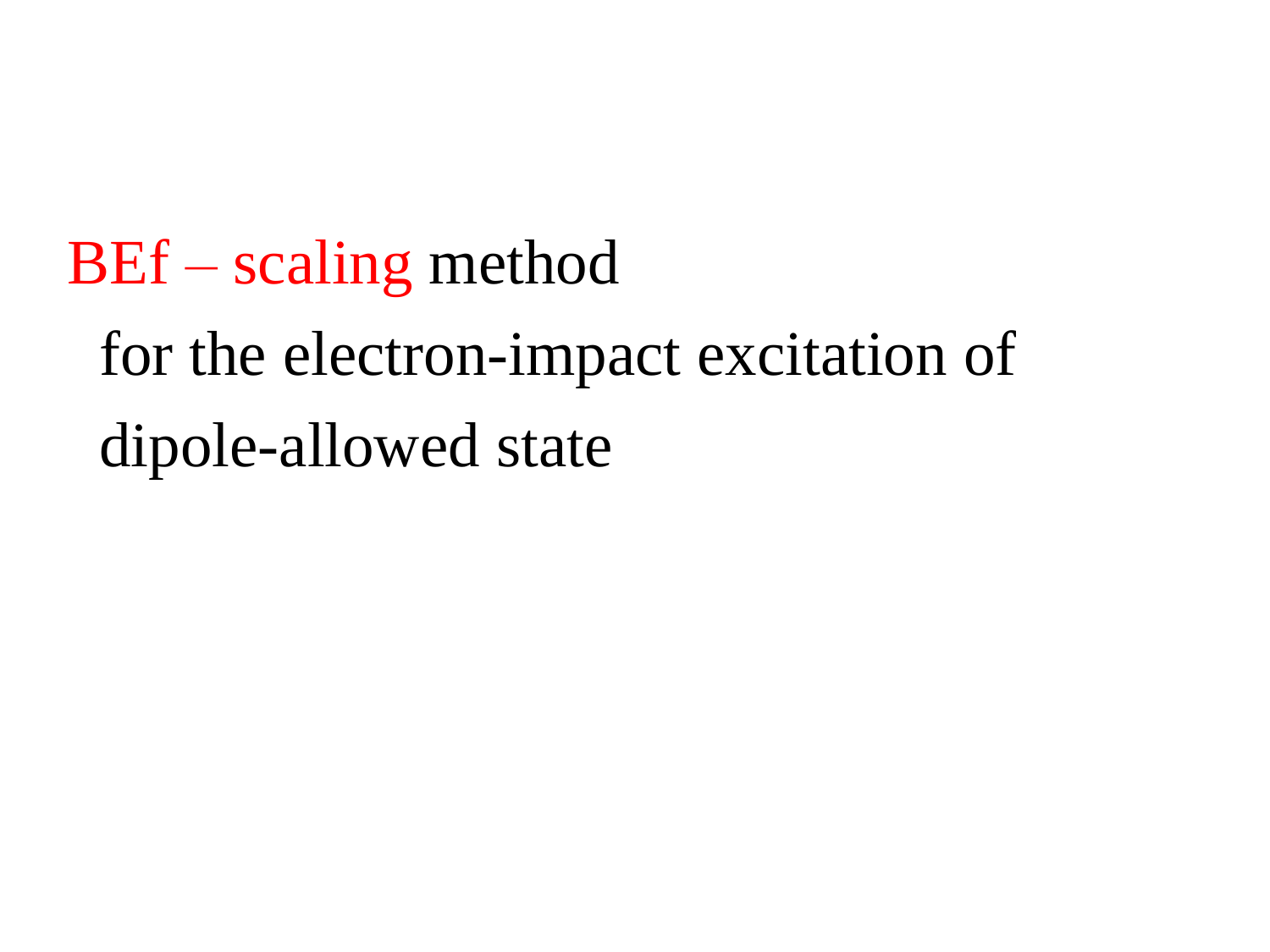# BEf – scaling method

for the electron-impact excitation of dipole-allowed state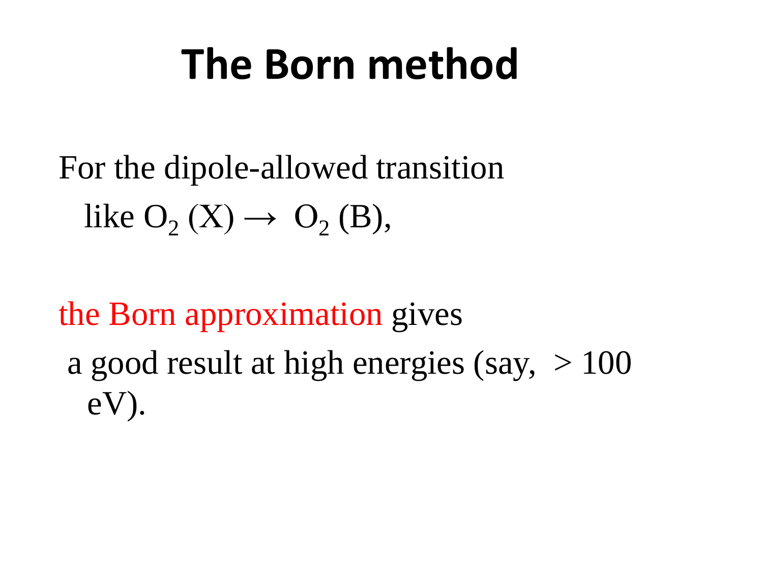# The Born method

For the dipole-allowed transition
like $O_2$ (X) $\rightarrow$ $O_2$ (B),

the Born approximation gives
a good result at high energies (say, $> 100$ eV).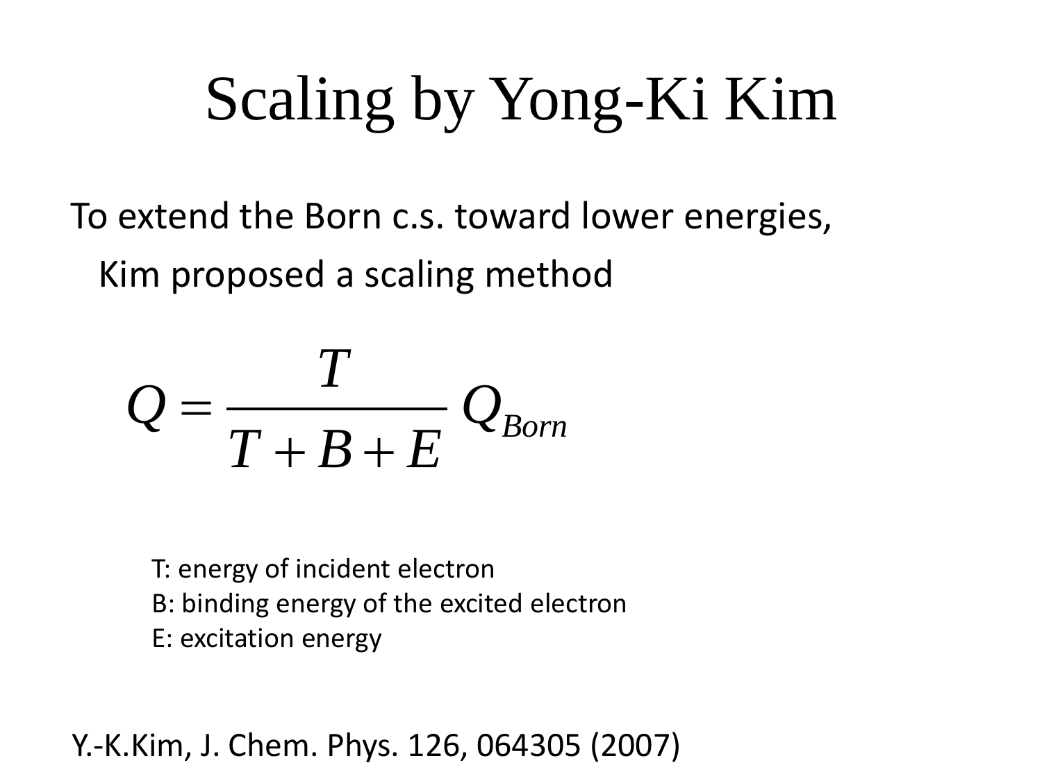# Scaling by Yong-Ki Kim

To extend the Born c.s. toward lower energies,

Kim proposed a scaling method

$$Q = \frac{T}{T + B + E} Q_{Born}$$

T: energy of incident electron
B: binding energy of the excited electron
E: excitation energy

Y.-K.Kim, J. Chem. Phys. 126, 064305 (2007)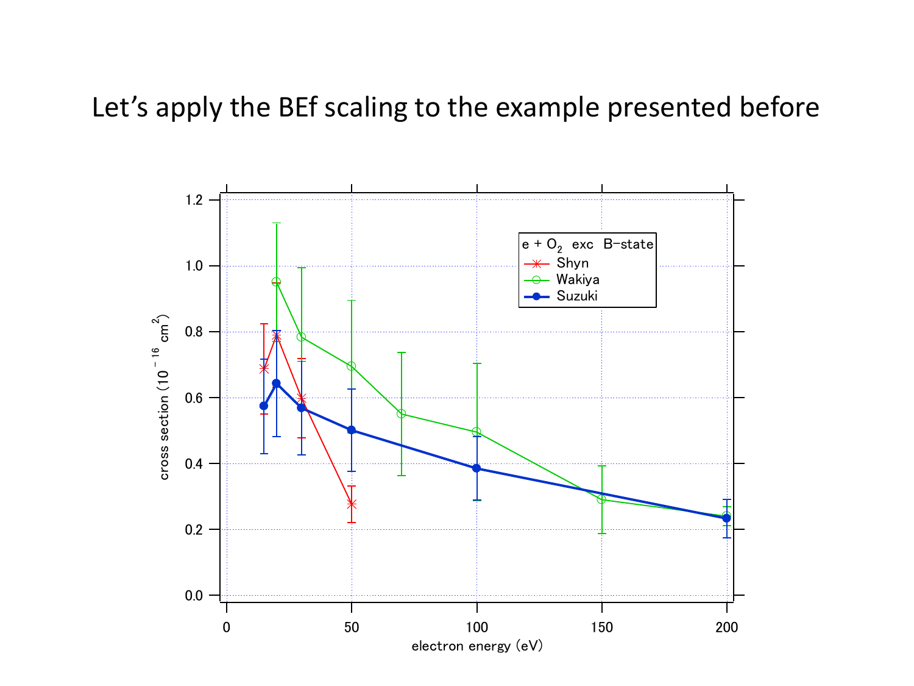# Let's apply the BEf scaling to the example presented before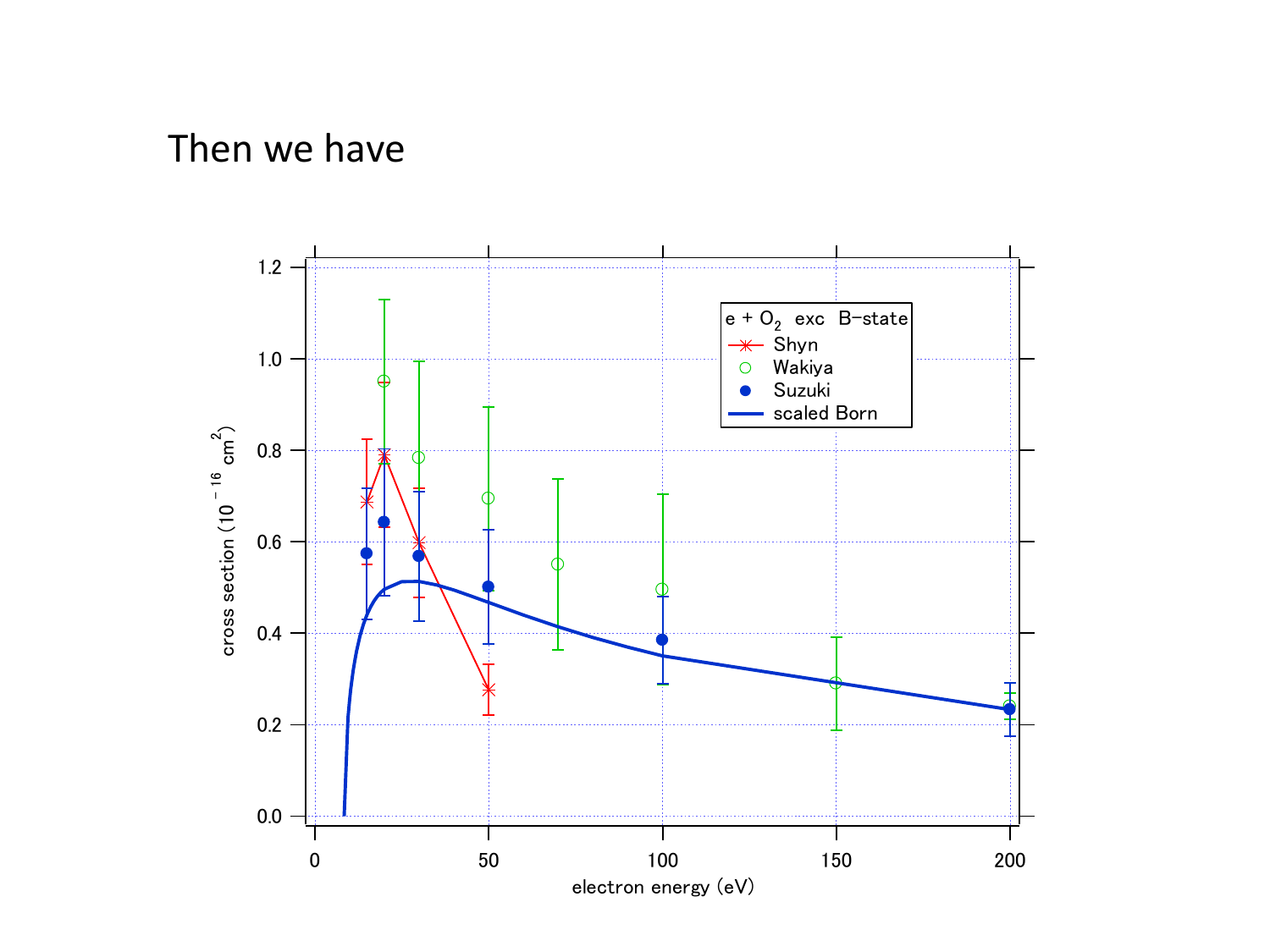# Then we have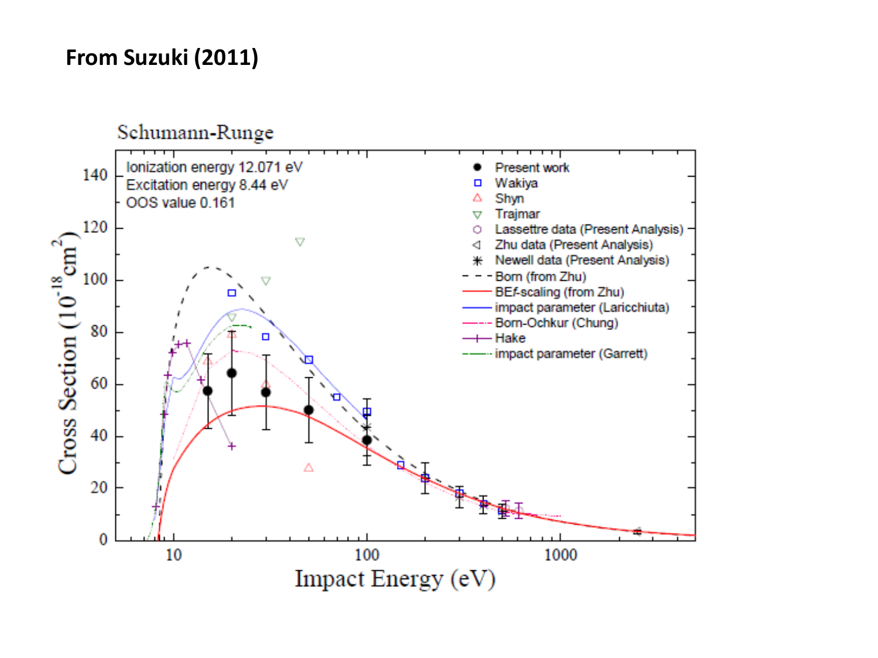**From Suzuki (2011)**

Schumann-Runge

Ionization energy 12.071 eV
Excitation energy 8.44 eV
OOS value 0.161

- Present work
- Wakiya
- Shyn
- Trajmar
- Lassettre data (Present Analysis)
- Zhu data (Present Analysis)
- Newell data (Present Analysis)
- Born (from Zhu)
- BEf-scaling (from Zhu)
- impact parameter (Laricchiuta)
- Born-Ochkur (Chung)
- Hake
- impact parameter (Garrett)

Cross Section ($10^{-18}$ cm$^2$)

Impact Energy (eV)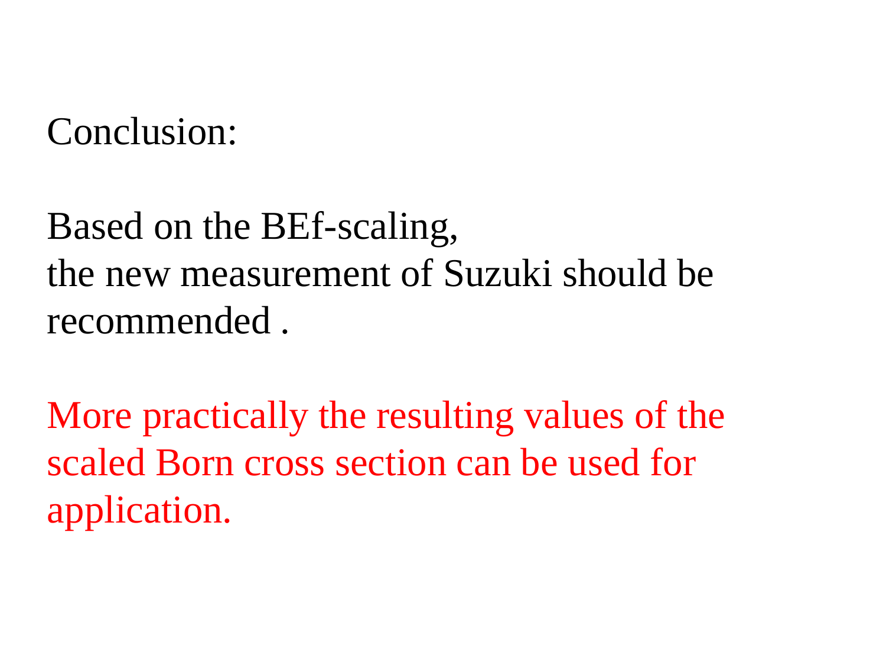Conclusion:

Based on the BEf-scaling,
the new measurement of Suzuki should be recommended .

More practically the resulting values of the scaled Born cross section can be used for application.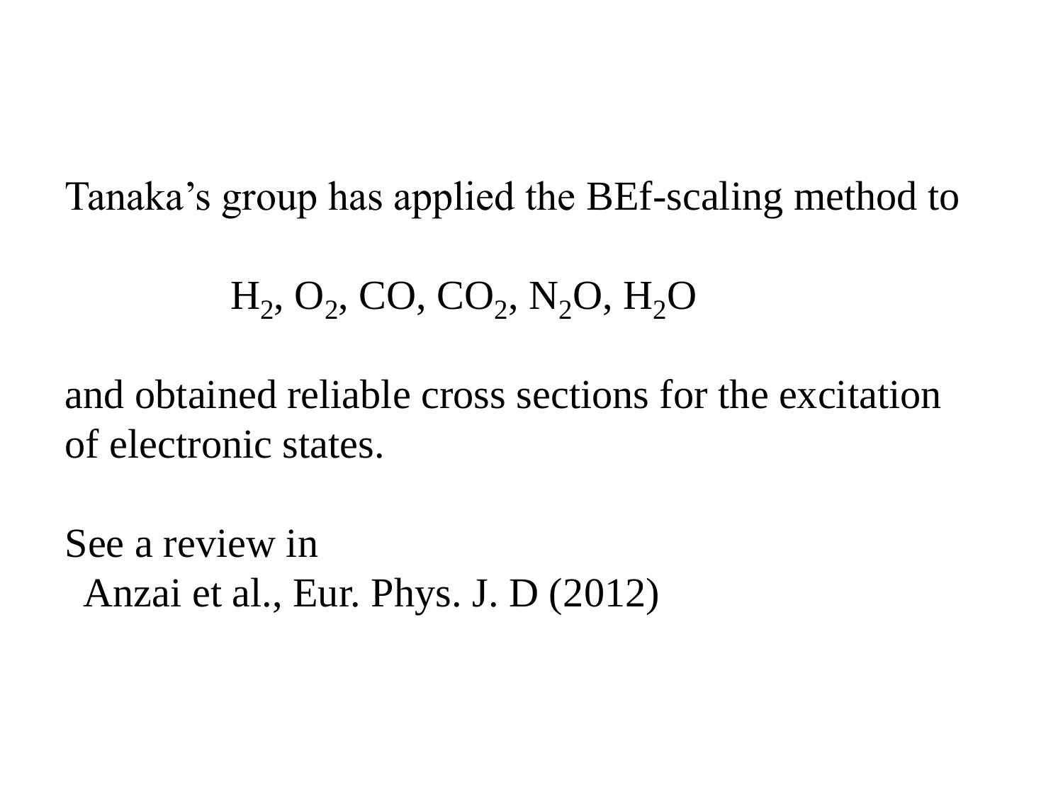Tanaka's group has applied the BEf-scaling method to

$H_2$, $O_2$, CO, $CO_2$, $N_2O$, $H_2O$

and obtained reliable cross sections for the excitation of electronic states.

See a review in
Anzai et al., Eur. Phys. J. D (2012)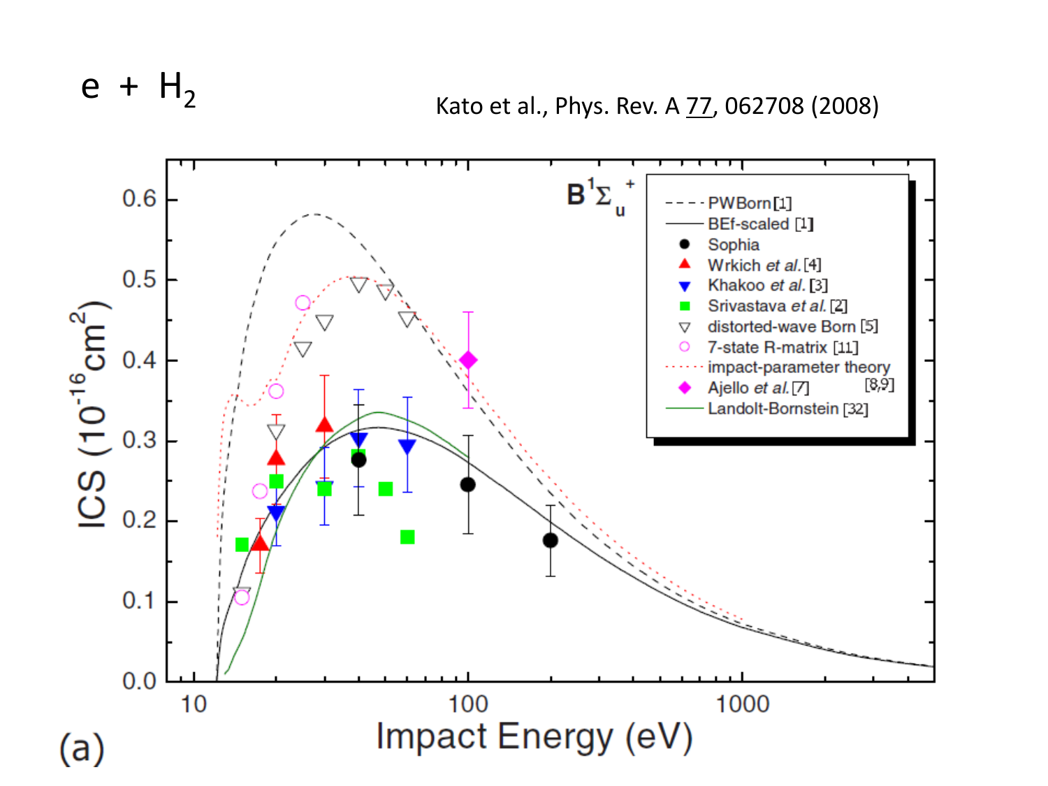# $e + H_2$

Kato et al., Phys. Rev. A 77, 062708 (2008)

$B^1\Sigma_u^+$

- - - - PWBorn[1]
——— BEf-scaled [1]
● Sophia
▲ Wrkich *et al.* [4]
▼ Khakoo *et al.* [3]
■ Srivastava *et al.* [2]
▽ distorted-wave Born [5]
○ 7-state R-matrix [11]
······ impact-parameter theory [8,9]
◆ Ajello *et al.* [7]
——— Landolt-Bornstein [32]

ICS ($10^{-16}$ cm$^2$)

Impact Energy (eV)

(a)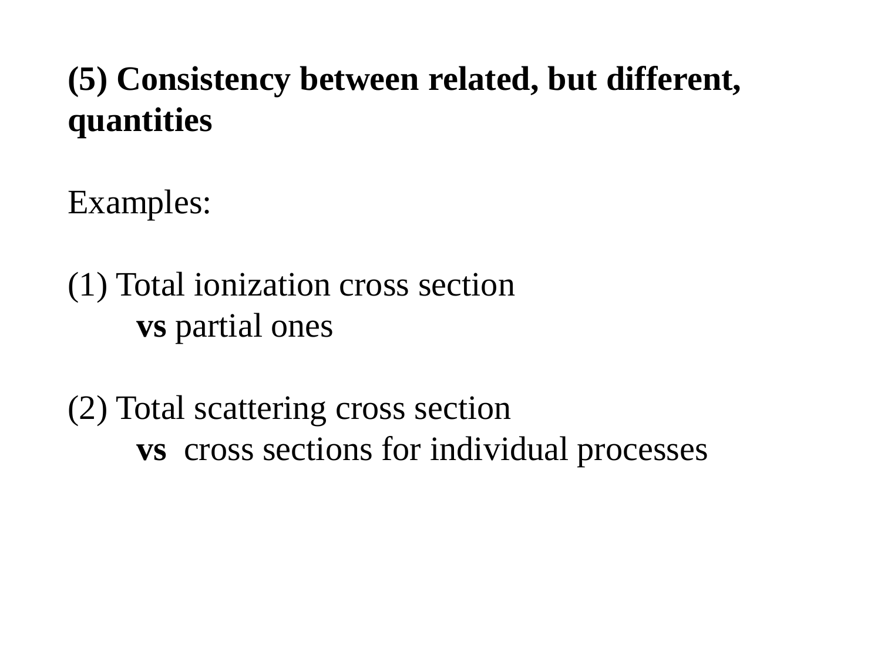**(5) Consistency between related, but different, quantities**

Examples:

(1) Total ionization cross section
  **vs** partial ones

(2) Total scattering cross section
  **vs** cross sections for individual processes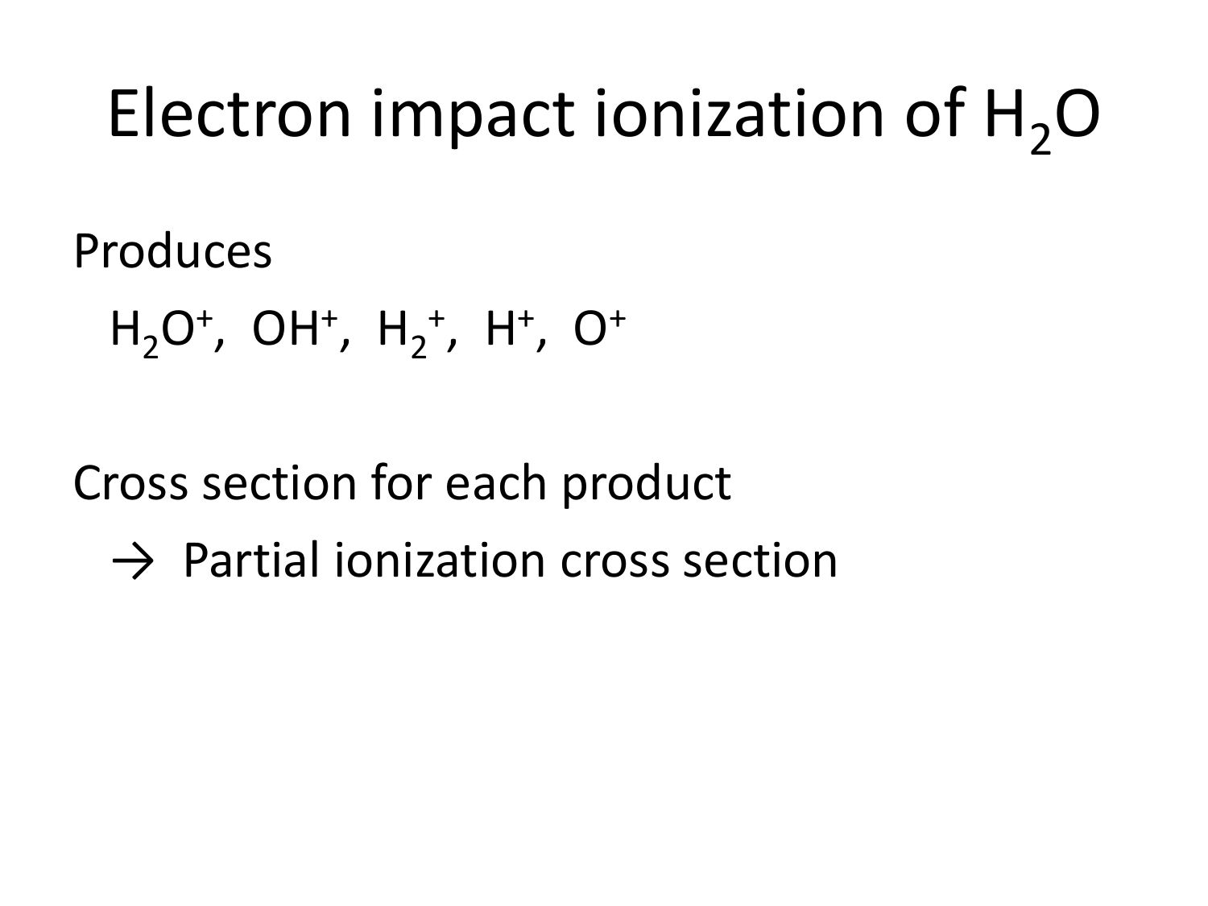# Electron impact ionization of $H_2O$

Produces

$H_2O^+$, $OH^+$, $H_2^+$, $H^+$, $O^+$

Cross section for each product

$\rightarrow$ Partial ionization cross section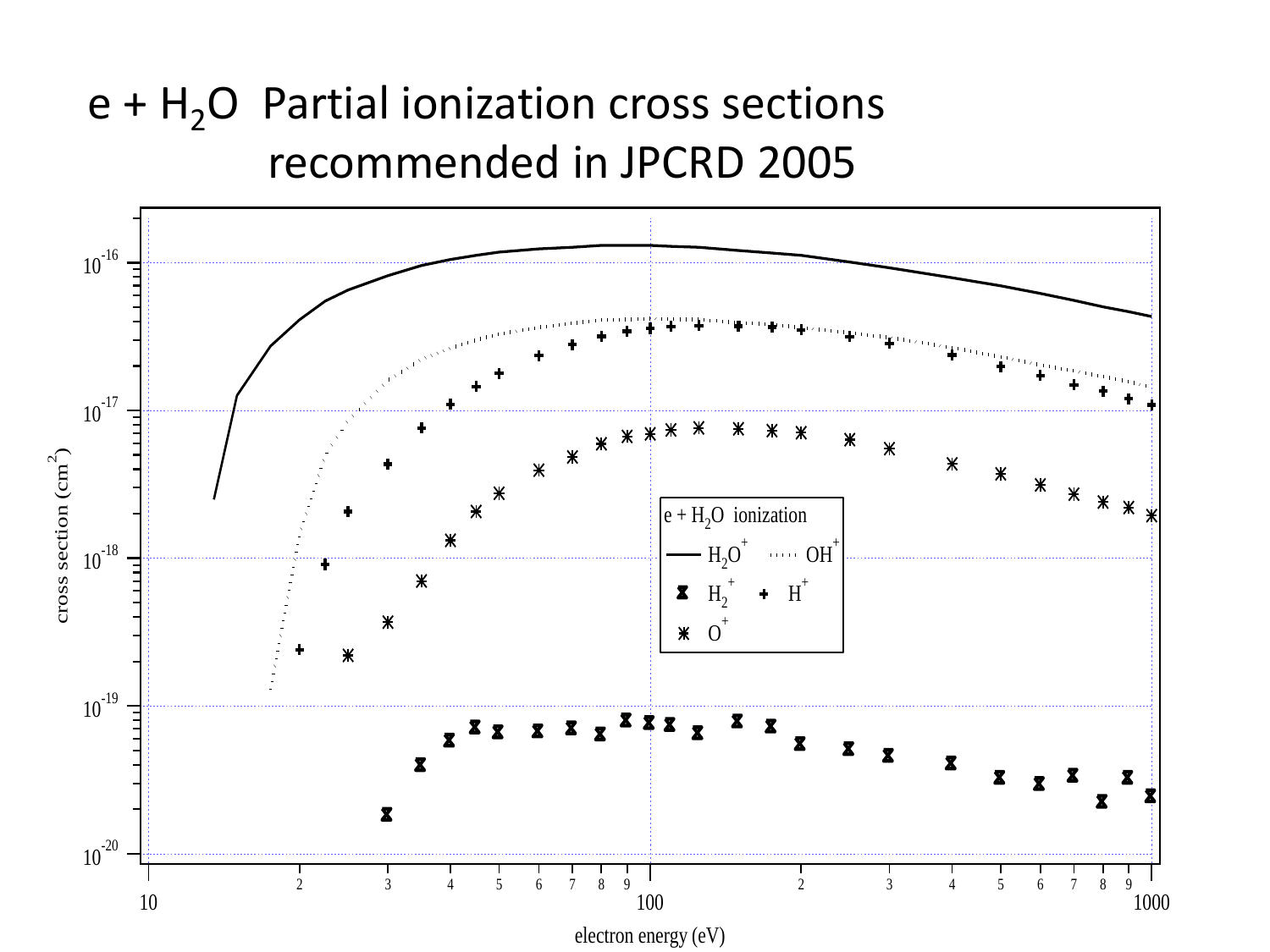# e + $H_2O$ Partial ionization cross sections recommended in JPCRD 2005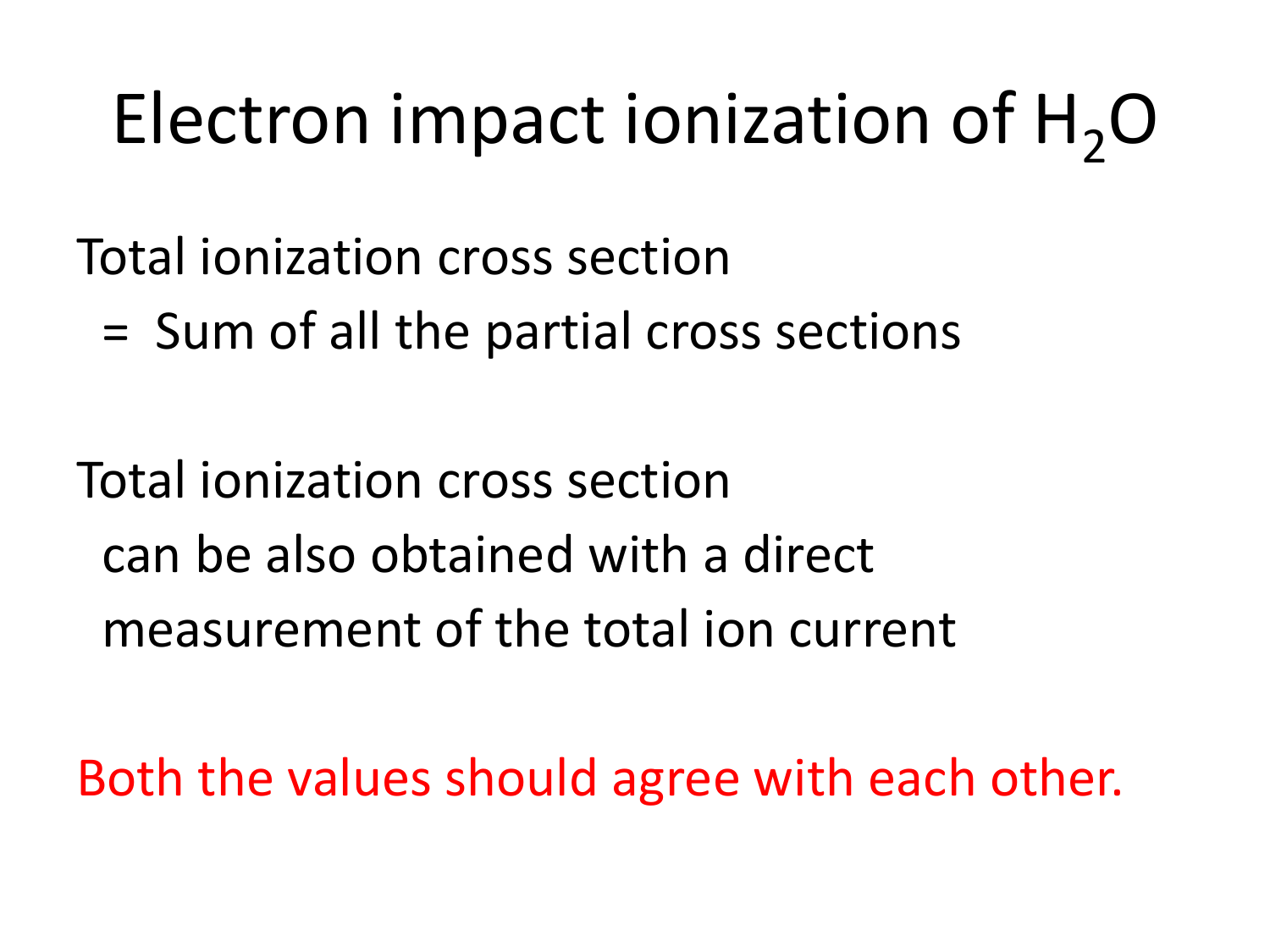# Electron impact ionization of $H_2O$

Total ionization cross section
= Sum of all the partial cross sections

Total ionization cross section
can be also obtained with a direct measurement of the total ion current

Both the values should agree with each other.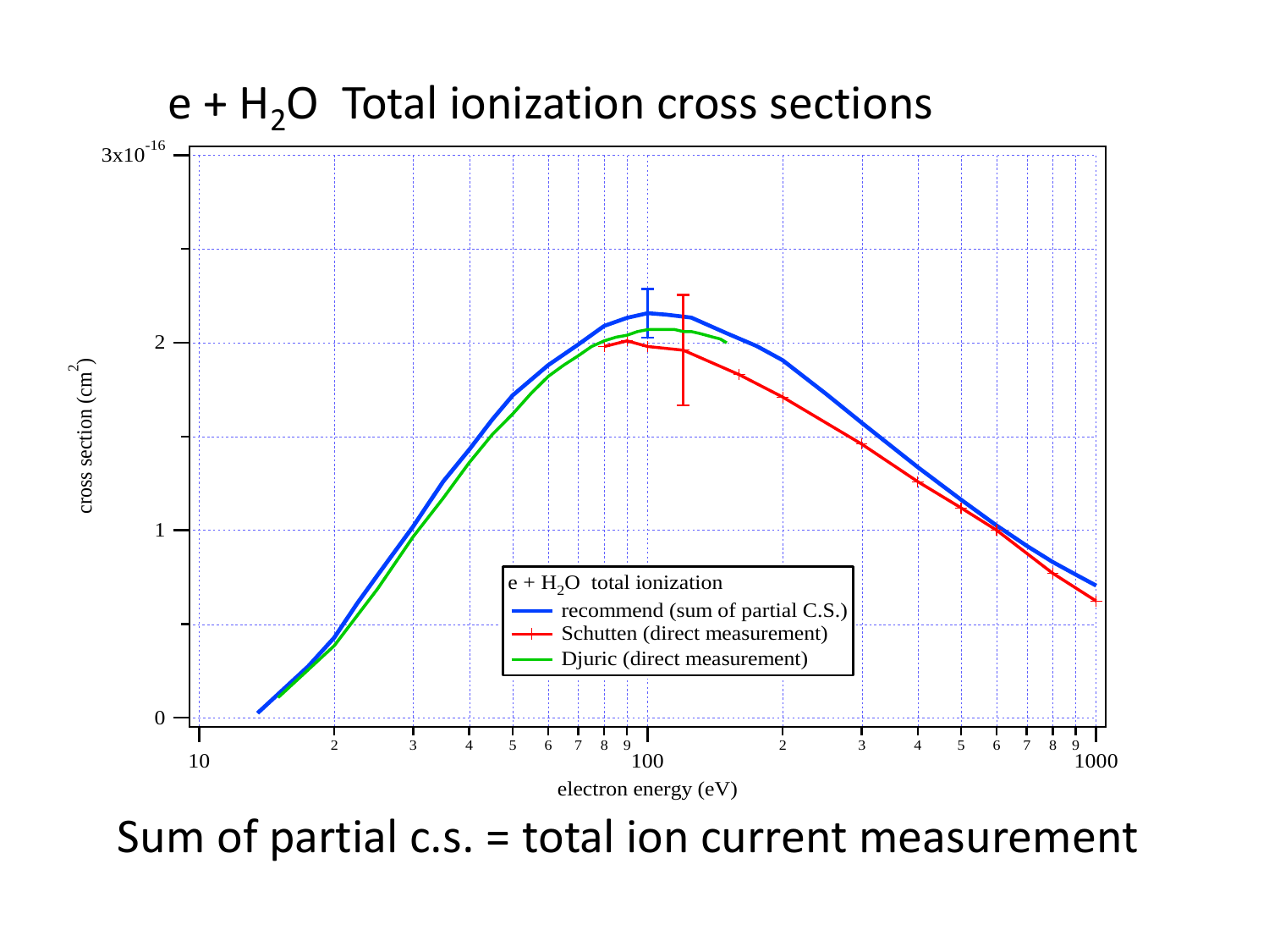# e + $H_2O$ Total ionization cross sections

Sum of partial c.s. = total ion current measurement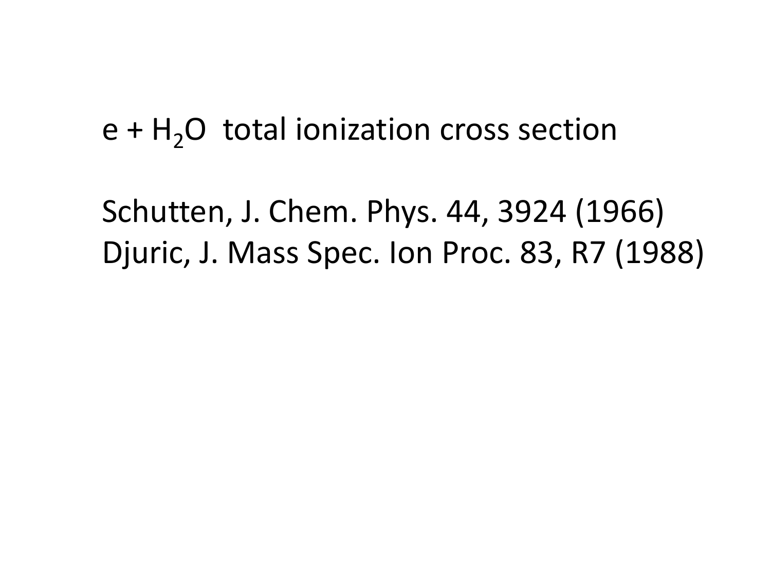e + $H_2O$ total ionization cross section

Schutten, J. Chem. Phys. 44, 3924 (1966)
Djuric, J. Mass Spec. Ion Proc. 83, R7 (1988)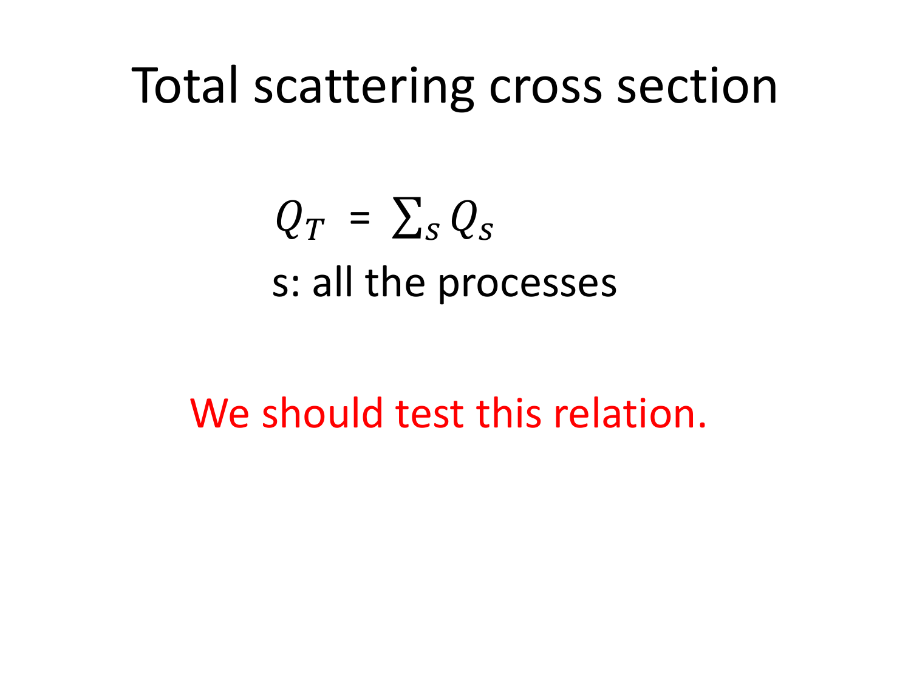# Total scattering cross section

$$Q_T = \sum_s Q_s$$

s: all the processes

We should test this relation.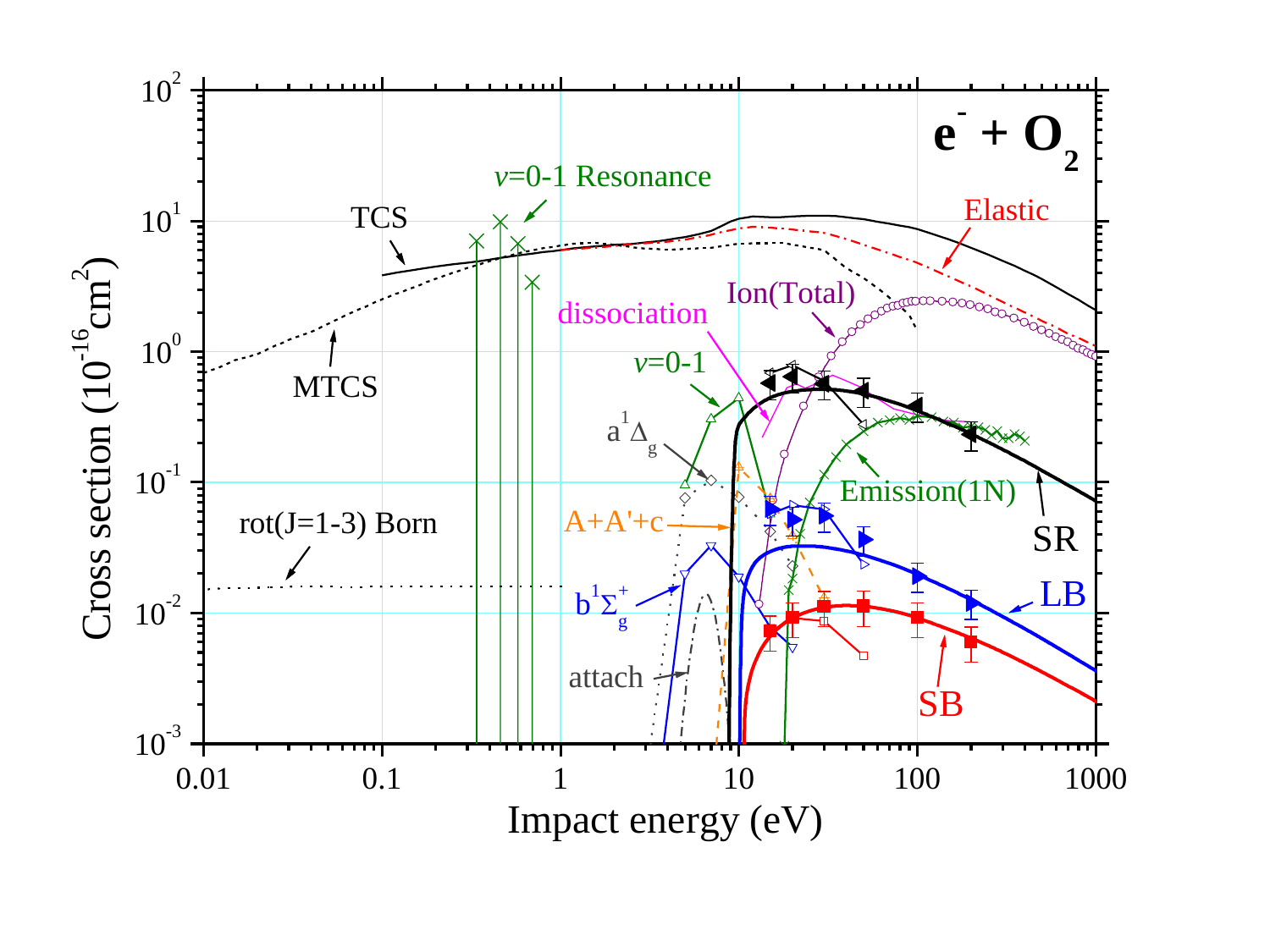$e^- + O_2$

Cross section ($10^{-16}cm^2$)

Impact energy (eV)

$v$=0-1 Resonance

TCS

Elastic

MTCS

Ion(Total)

dissociation

$v$=0-1

$a^1\Delta_g$

Emission(1N)

SR

rot(J=1-3) Born

A+A'+c

$b^1\Sigma_g^+$

LB

attach

SB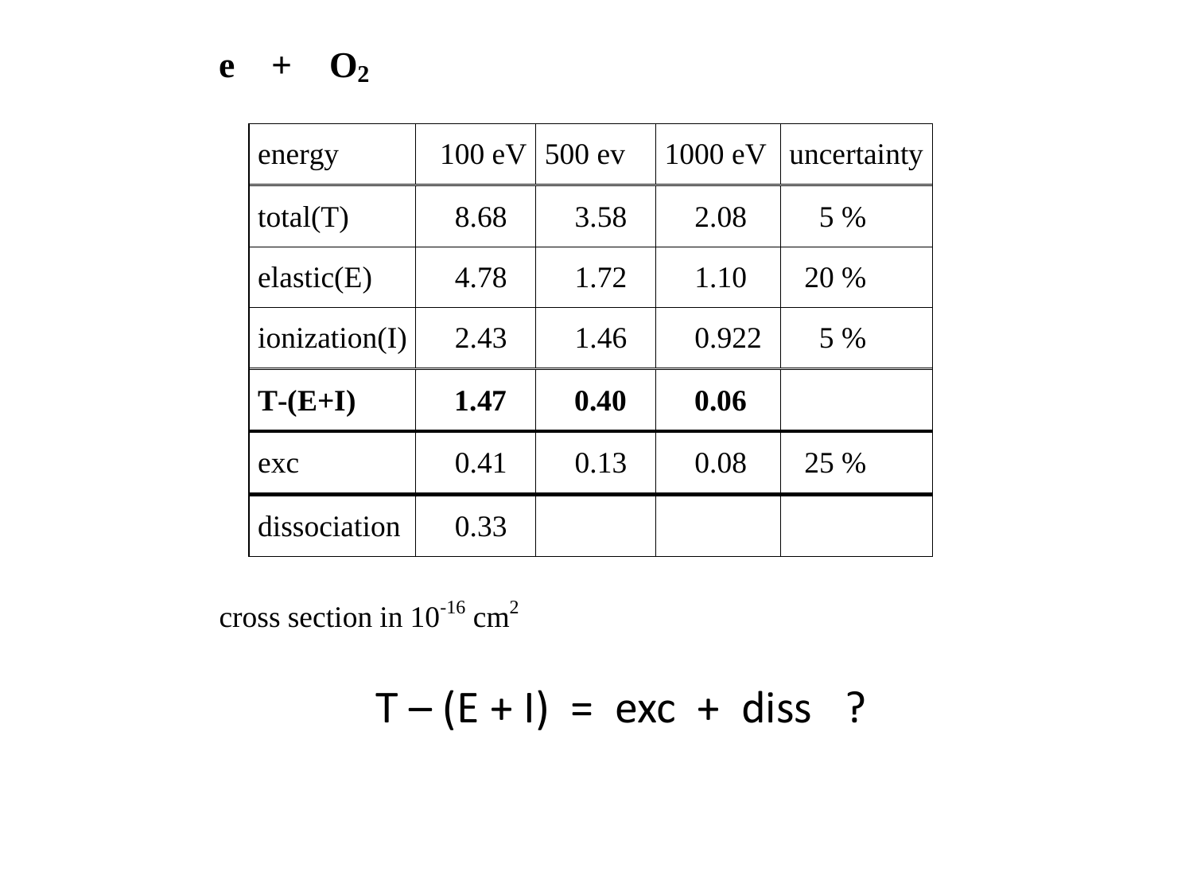# $e + O_2$

| energy | 100 eV | 500 ev | 1000 eV | uncertainty |
|---|---|---|---|---|
| total(T) | 8.68 | 3.58 | 2.08 | 5 % |
| elastic(E) | 4.78 | 1.72 | 1.10 | 20 % |
| ionization(I) | 2.43 | 1.46 | 0.922 | 5 % |
| **T-(E+I)** | **1.47** | **0.40** | **0.06** | |
| exc | 0.41 | 0.13 | 0.08 | 25 % |
| dissociation | 0.33 | | | |

cross section in $10^{-16}$ $cm^2$

T – (E + I) = exc + diss ?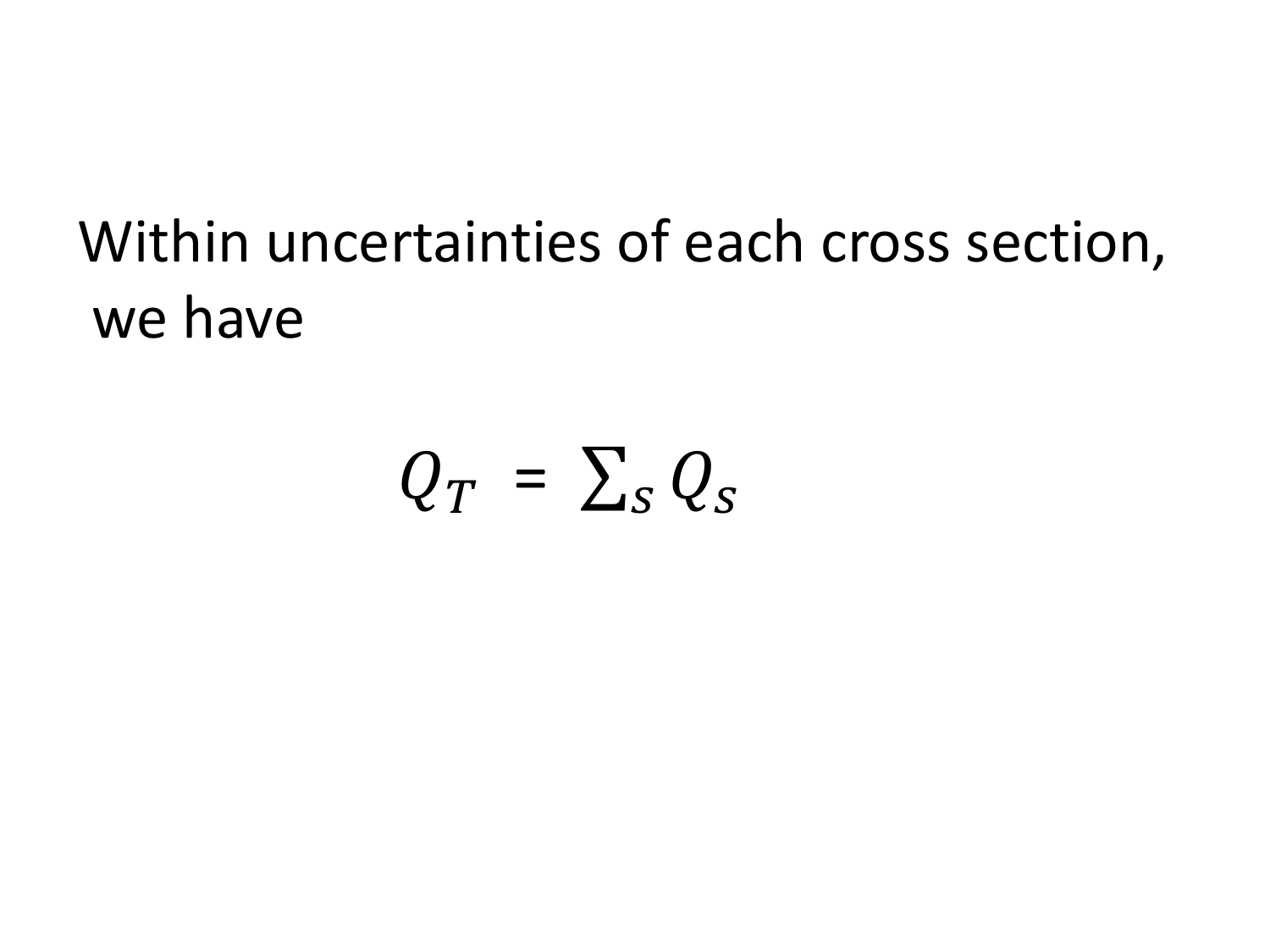Within uncertainties of each cross section, we have

$$Q_T = \sum_s Q_s$$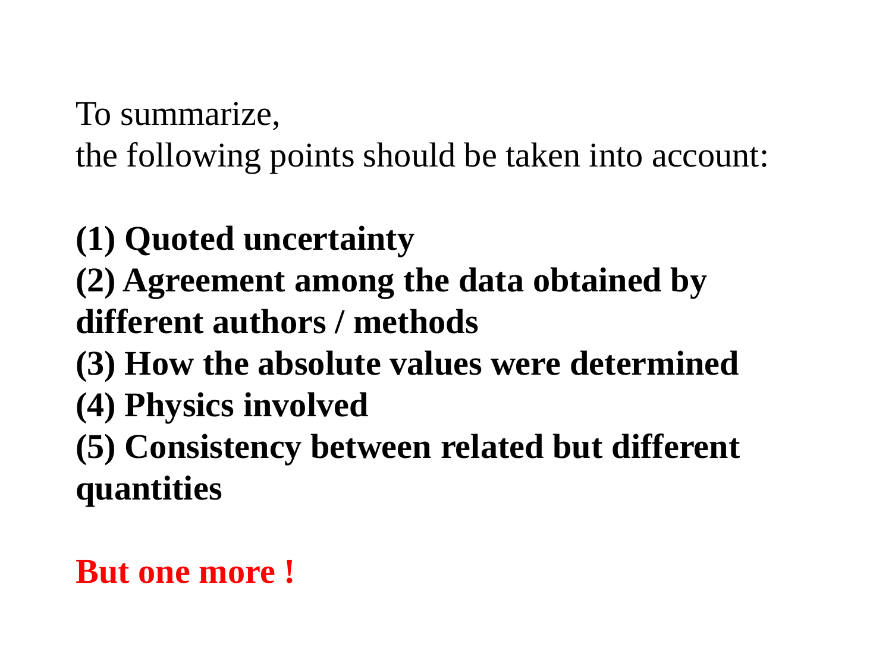To summarize,
the following points should be taken into account:

**(1) Quoted uncertainty**
**(2) Agreement among the data obtained by different authors / methods**
**(3) How the absolute values were determined**
**(4) Physics involved**
**(5) Consistency between related but different quantities**

**But one more !**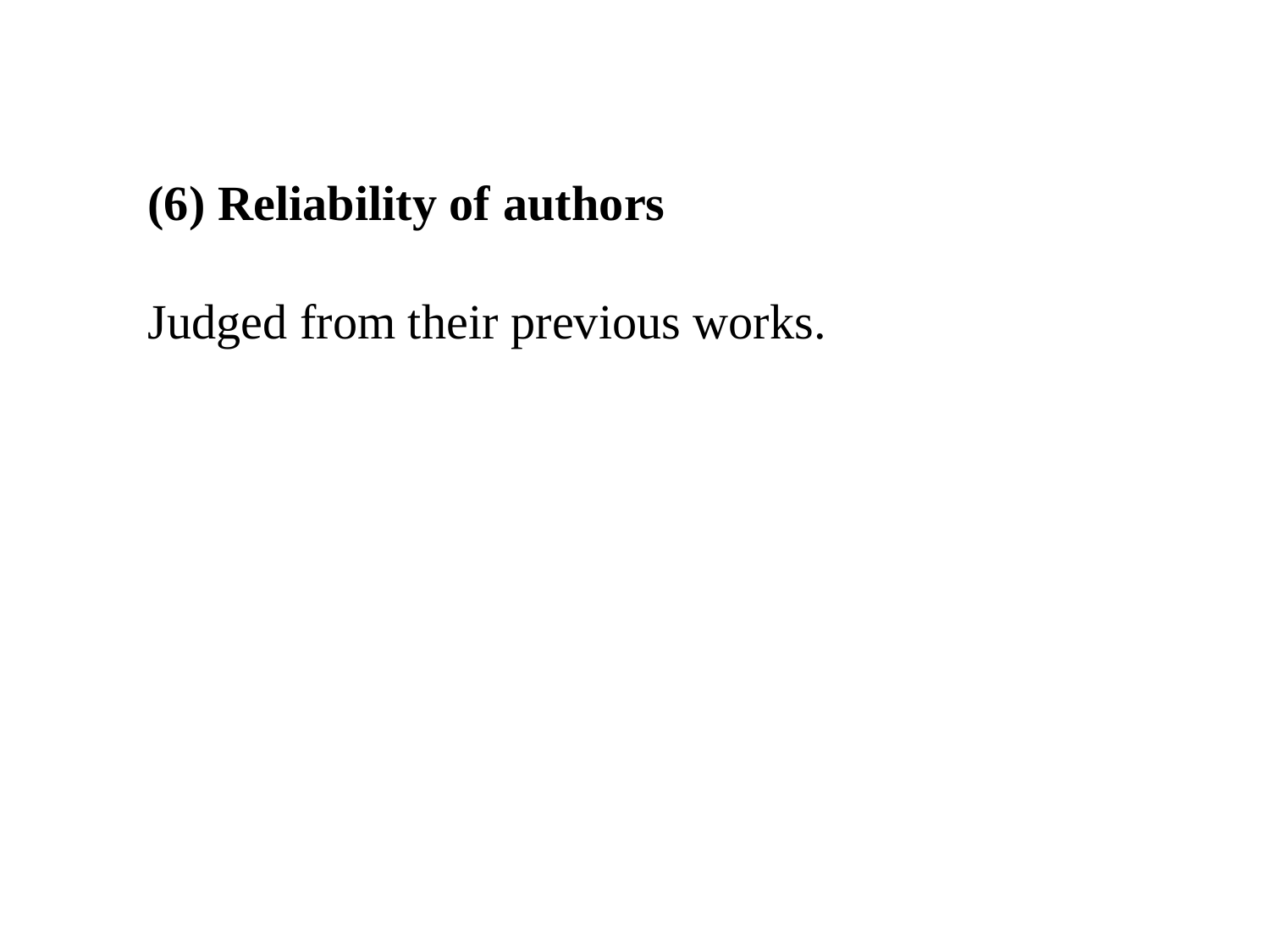**(6) Reliability of authors**

Judged from their previous works.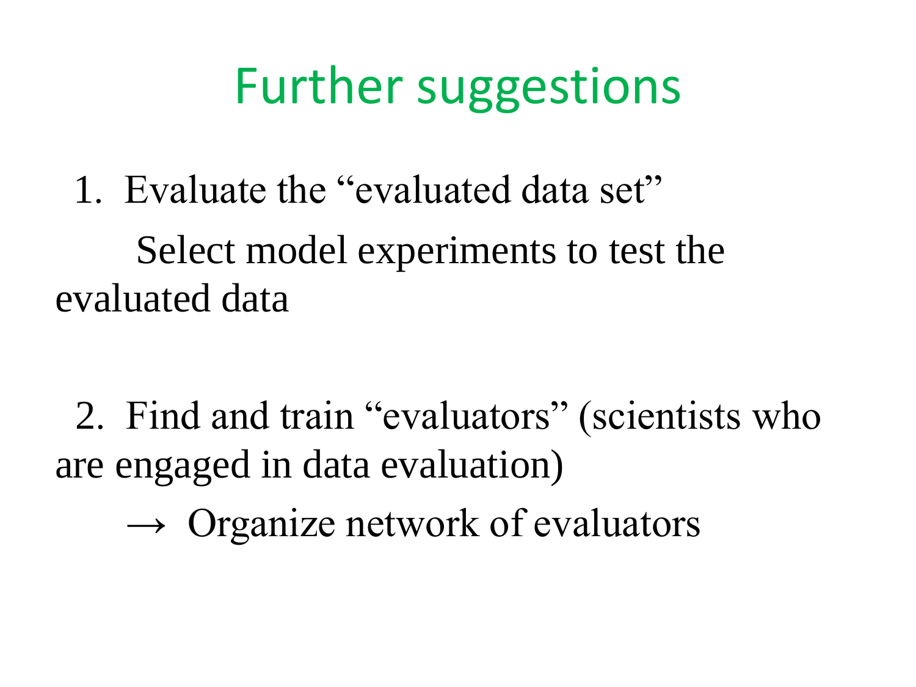# Further suggestions

1. Evaluate the “evaluated data set”

   Select model experiments to test the evaluated data

2. Find and train “evaluators” (scientists who are engaged in data evaluation)

   → Organize network of evaluators